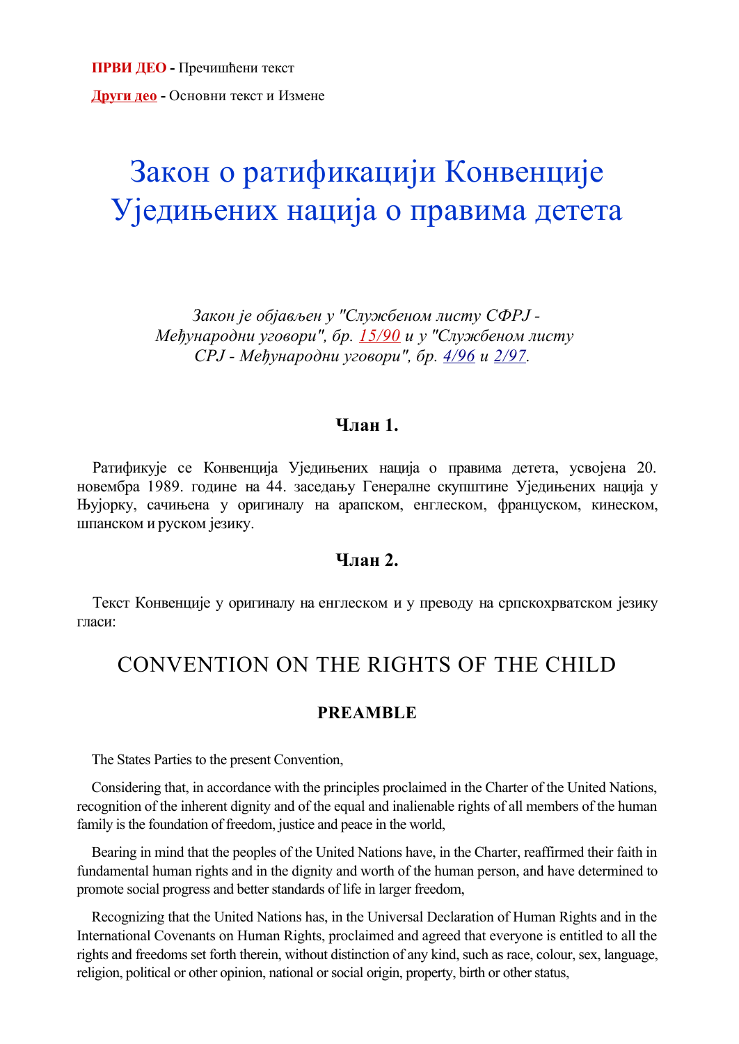**ПРВИ ДЕО** - Пречишћени текст

**Други део** - Основни текст и Измене

# Закон о ратификацији Конвенције Уједињених нација о правима детета

*Закон је објављен у "Службеном листу СФРЈ - Међународни уговори", бр. 15/90 и у "Службеном листу СРЈ - Међународни уговори", бр. 4/96 и 2/97.*

### Члан 1.

Ратификује се Конвенција Уједињених нација о правима детета, усвојена 20. новембра 1989. године на 44. заседању Генералне скупштине Уједињених нација у Њујорку, сачињена у оригиналу на арапском, енглеском, француском, кинеском, шпанском и руском језику.

### Члан 2.

Текст Конвенције у оригиналу на енглеском и у преводу на српскохрватском језику гласи:

## CONVENTION ON THE RIGHTS OF THE CHILD

### PREAMBLE

The States Parties to the present Convention,

Considering that, in accordance with the principles proclaimed in the Charter of the United Nations, recognition of the inherent dignity and of the equal and inalienable rights of all members of the human family is the foundation of freedom, justice and peace in the world,

Bearing in mind that the peoples of the United Nations have, in the Charter, reaffirmed their faith in fundamental human rights and in the dignity and worth of the human person, and have determined to promote social progress and better standards of life in larger freedom,

Recognizing that the United Nations has, in the Universal Declaration of Human Rights and in the International Covenants on Human Rights, proclaimed and agreed that everyone is entitled to all the rights and freedoms set forth therein, without distinction of any kind, such as race, colour, sex, language, religion, political or other opinion, national or social origin, property, birth or other status,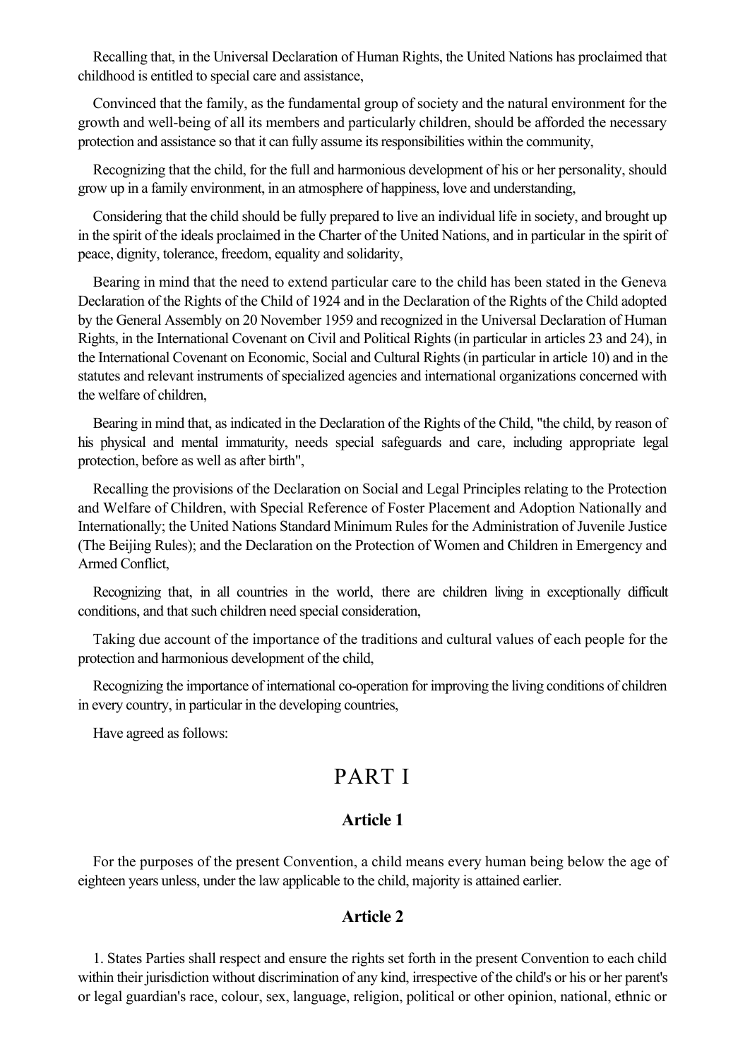Recalling that, in the Universal Declaration of Human Rights, the United Nations has proclaimed that childhood is entitled to special care and assistance,

Convinced that the family, as the fundamental group of society and the natural environment for the growth and well-being of all its members and particularly children, should be afforded the necessary protection and assistance so that it can fully assume its responsibilities within the community,

Recognizing that the child, for the full and harmonious development of his or her personality, should grow up in a family environment, in an atmosphere of happiness, love and understanding,

Considering that the child should be fully prepared to live an individual life in society, and brought up in the spirit of the ideals proclaimed in the Charter of the United Nations, and in particular in the spirit of peace, dignity, tolerance, freedom, equality and solidarity,

Bearing in mind that the need to extend particular care to the child has been stated in the Geneva Declaration of the Rights of the Child of 1924 and in the Declaration of the Rights of the Child adopted by the General Assembly on 20 November 1959 and recognized in the Universal Declaration of Human Rights, in the International Covenant on Civil and Political Rights (in particular in articles 23 and 24), in the International Covenant on Economic, Social and Cultural Rights (in particular in article 10) and in the statutes and relevant instruments of specialized agencies and international organizations concerned with the welfare of children,

Bearing in mind that, as indicated in the Declaration of the Rights of the Child, "the child, by reason of his physical and mental immaturity, needs special safeguards and care, including appropriate legal protection, before as well as after birth",

Recalling the provisions of the Declaration on Social and Legal Principles relating to the Protection and Welfare of Children, with Special Reference of Foster Placement and Adoption Nationally and Internationally; the United Nations Standard Minimum Rules for the Administration of Juvenile Justice (The Beijing Rules); and the Declaration on the Protection of Women and Children in Emergency and Armed Conflict,

Recognizing that, in all countries in the world, there are children living in exceptionally difficult conditions, and that such children need special consideration,

Taking due account of the importance of the traditions and cultural values of each people for the protection and harmonious development of the child,

Recognizing the importance of international co-operation for improving the living conditions of children in every country, in particular in the developing countries,

Have agreed as follows:

# PART I

### Article 1

For the purposes of the present Convention, a child means every human being below the age of eighteen years unless, under the law applicable to the child, majority is attained earlier.

### Article 2

1. States Parties shall respect and ensure the rights set forth in the present Convention to each child within their jurisdiction without discrimination of any kind, irrespective of the child's or his or her parent's or legal guardian's race, colour, sex, language, religion, political or other opinion, national, ethnic or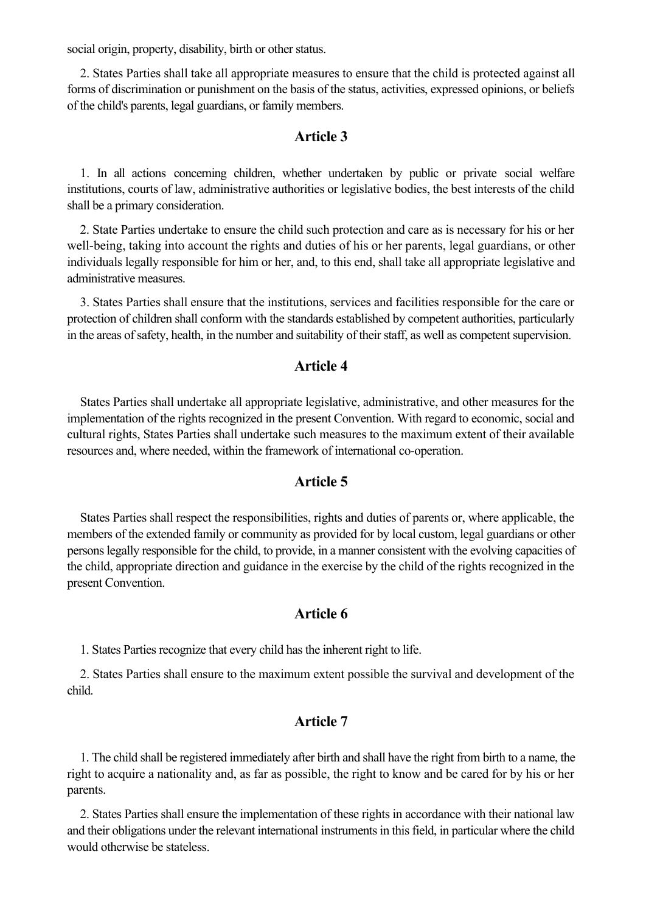social origin, property, disability, birth or other status.

2. States Parties shall take all appropriate measures to ensure that the child is protected against all forms of discrimination or punishment on the basis of the status, activities, expressed opinions, or beliefs of the child's parents, legal guardians, or family members.

## Article 3

1. In all actions concerning children, whether undertaken by public or private social welfare institutions, courts of law, administrative authorities or legislative bodies, the best interests of the child shall be a primary consideration.

2. State Parties undertake to ensure the child such protection and care as is necessary for his or her well-being, taking into account the rights and duties of his or her parents, legal guardians, or other individuals legally responsible for him or her, and, to this end, shall take all appropriate legislative and administrative measures.

3. States Parties shall ensure that the institutions, services and facilities responsible for the care or protection of children shall conform with the standards established by competent authorities, particularly in the areas of safety, health, in the number and suitability of their staff, as well as competent supervision.

## Article 4

States Parties shall undertake all appropriate legislative, administrative, and other measures for the implementation of the rights recognized in the present Convention. With regard to economic, social and cultural rights, States Parties shall undertake such measures to the maximum extent of their available resources and, where needed, within the framework of international co-operation.

## Article 5

States Parties shall respect the responsibilities, rights and duties of parents or, where applicable, the members of the extended family or community as provided for by local custom, legal guardians or other persons legally responsible for the child, to provide, in a manner consistent with the evolving capacities of the child, appropriate direction and guidance in the exercise by the child of the rights recognized in the present Convention.

## Article 6

1. States Parties recognize that every child has the inherent right to life.

2. States Parties shall ensure to the maximum extent possible the survival and development of the child.

## Article 7

1. The child shall be registered immediately after birth and shall have the right from birth to a name, the right to acquire a nationality and, as far as possible, the right to know and be cared for by his or her parents.

2. States Parties shall ensure the implementation of these rights in accordance with their national law and their obligations under the relevant international instruments in this field, in particular where the child would otherwise be stateless.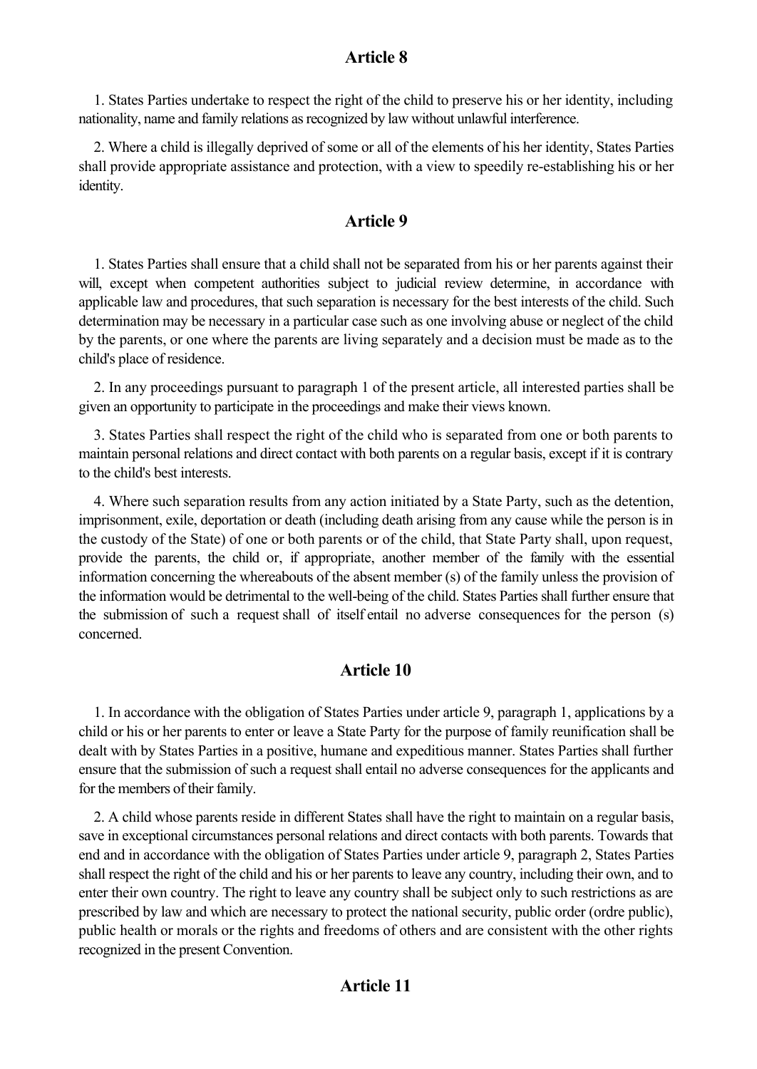## Article 8

1. States Parties undertake to respect the right of the child to preserve his or her identity, including nationality, name and family relations as recognized by law without unlawful interference.

2. Where a child is illegally deprived of some or all of the elements of his her identity, States Parties shall provide appropriate assistance and protection, with a view to speedily re-establishing his or her identity.

## Article 9

1. States Parties shall ensure that a child shall not be separated from his or her parents against their will, except when competent authorities subject to judicial review determine, in accordance with applicable law and procedures, that such separation is necessary for the best interests of the child. Such determination may be necessary in a particular case such as one involving abuse or neglect of the child by the parents, or one where the parents are living separately and a decision must be made as to the child's place of residence.

2. In any proceedings pursuant to paragraph 1 of the present article, all interested parties shall be given an opportunity to participate in the proceedings and make their views known.

3. States Parties shall respect the right of the child who is separated from one or both parents to maintain personal relations and direct contact with both parents on a regular basis, except if it is contrary to the child's best interests.

4. Where such separation results from any action initiated by a State Party, such as the detention, imprisonment, exile, deportation or death (including death arising from any cause while the person is in the custody of the State) of one or both parents or of the child, that State Party shall, upon request, provide the parents, the child or, if appropriate, another member of the family with the essential information concerning the whereabouts of the absent member (s) of the family unless the provision of the information would be detrimental to the well-being of the child. States Parties shall further ensure that the submission of such a request shall of itself entail no adverse consequences for the person (s) concerned.

## Article 10

1. In accordance with the obligation of States Parties under article 9, paragraph 1, applications by a child or his or her parents to enter or leave a State Party for the purpose of family reunification shall be dealt with by States Parties in a positive, humane and expeditious manner. States Parties shall further ensure that the submission of such a request shall entail no adverse consequences for the applicants and for the members of their family.

2. A child whose parents reside in different States shall have the right to maintain on a regular basis, save in exceptional circumstances personal relations and direct contacts with both parents. Towards that end and in accordance with the obligation of States Parties under article 9, paragraph 2, States Parties shall respect the right of the child and his or her parents to leave any country, including their own, and to enter their own country. The right to leave any country shall be subject only to such restrictions as are prescribed by law and which are necessary to protect the national security, public order (ordre public), public health or morals or the rights and freedoms of others and are consistent with the other rights recognized in the present Convention.

## Article 11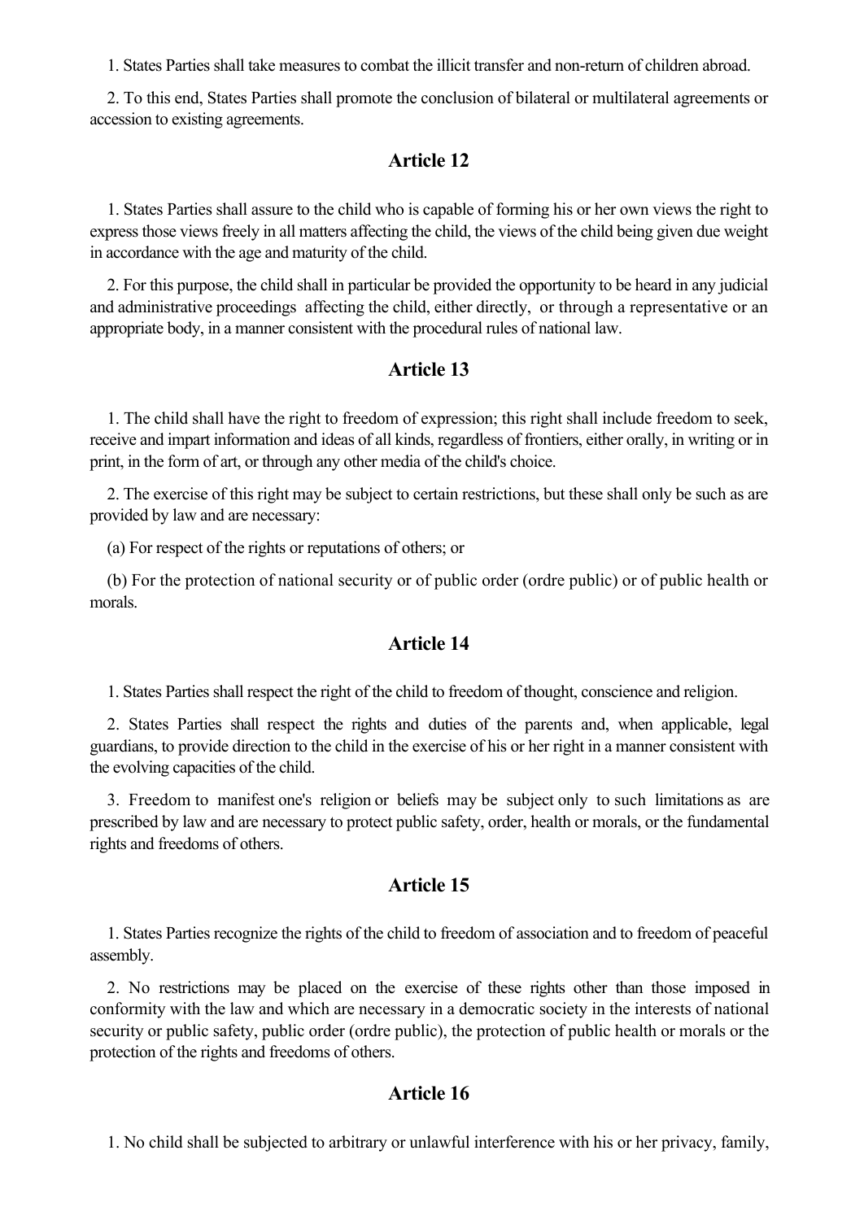1. States Parties shall take measures to combat the illicit transfer and non-return of children abroad.

2. To this end, States Parties shall promote the conclusion of bilateral or multilateral agreements or accession to existing agreements.

## Article 12

1. States Parties shall assure to the child who is capable of forming his or her own views the right to express those views freely in all matters affecting the child, the views of the child being given due weight in accordance with the age and maturity of the child.

2. For this purpose, the child shall in particular be provided the opportunity to be heard in any judicial and administrative proceedings affecting the child, either directly, or through a representative or an appropriate body, in a manner consistent with the procedural rules of national law.

## Article 13

1. The child shall have the right to freedom of expression; this right shall include freedom to seek, receive and impart information and ideas of all kinds, regardless of frontiers, either orally, in writing or in print, in the form of art, or through any other media of the child's choice.

2. The exercise of this right may be subject to certain restrictions, but these shall only be such as are provided by law and are necessary:

(a) For respect of the rights or reputations of others; or

(b) For the protection of national security or of public order (ordre public) or of public health or morals.

## Article 14

1. States Parties shall respect the right of the child to freedom of thought, conscience and religion.

2. States Parties shall respect the rights and duties of the parents and, when applicable, legal guardians, to provide direction to the child in the exercise of his or her right in a manner consistent with the evolving capacities of the child.

3. Freedom to manifest one's religion or beliefs may be subject only to such limitations as are prescribed by law and are necessary to protect public safety, order, health or morals, or the fundamental rights and freedoms of others.

## Article 15

1. States Parties recognize the rights of the child to freedom of association and to freedom of peaceful assembly.

2. No restrictions may be placed on the exercise of these rights other than those imposed in conformity with the law and which are necessary in a democratic society in the interests of national security or public safety, public order (ordre public), the protection of public health or morals or the protection of the rights and freedoms of others.

## Article 16

1. No child shall be subjected to arbitrary or unlawful interference with his or her privacy, family,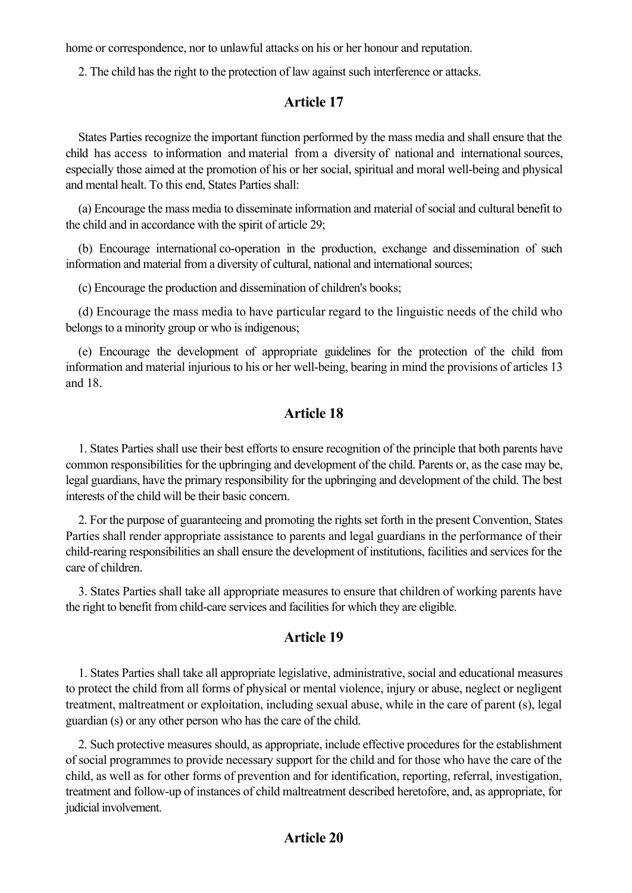home or correspondence, nor to unlawful attacks on his or her honour and reputation.

2. The child has the right to the protection of law against such interference or attacks.

## Article 17

States Parties recognize the important function performed by the mass media and shall ensure that the child has access to information and material from a diversity of national and international sources, especially those aimed at the promotion of his or her social, spiritual and moral well-being and physical and mental healt. To this end, States Parties shall:

(a) Encourage the mass media to disseminate information and material of social and cultural benefit to the child and in accordance with the spirit of article 29;

(b) Encourage international co-operation in the production, exchange and dissemination of such information and material from a diversity of cultural, national and international sources;

(c) Encourage the production and dissemination of children's books;

(d) Encourage the mass media to have particular regard to the linguistic needs of the child who belongs to a minority group or who is indigenous;

(e) Encourage the development of appropriate guidelines for the protection of the child from information and material injurious to his or her well-being, bearing in mind the provisions of articles 13 and 18.

## Article 18

1. States Parties shall use their best efforts to ensure recognition of the principle that both parents have common responsibilities for the upbringing and development of the child. Parents or, as the case may be, legal guardians, have the primary responsibility for the upbringing and development of the child. The best interests of the child will be their basic concern.

2. For the purpose of guaranteeing and promoting the rights set forth in the present Convention, States Parties shall render appropriate assistance to parents and legal guardians in the performance of their child-rearing responsibilities an shall ensure the development of institutions, facilities and services for the care of children.

3. States Parties shall take all appropriate measures to ensure that children of working parents have the right to benefit from child-care services and facilities for which they are eligible.

## Article 19

1. States Parties shall take all appropriate legislative, administrative, social and educational measures to protect the child from all forms of physical or mental violence, injury or abuse, neglect or negligent treatment, maltreatment or exploitation, including sexual abuse, while in the care of parent (s), legal guardian (s) or any other person who has the care of the child.

2. Such protective measures should, as appropriate, include effective procedures for the establishment of social programmes to provide necessary support for the child and for those who have the care of the child, as well as for other forms of prevention and for identification, reporting, referral, investigation, treatment and follow-up of instances of child maltreatment described heretofore, and, as appropriate, for judicial involvement.

## Article 20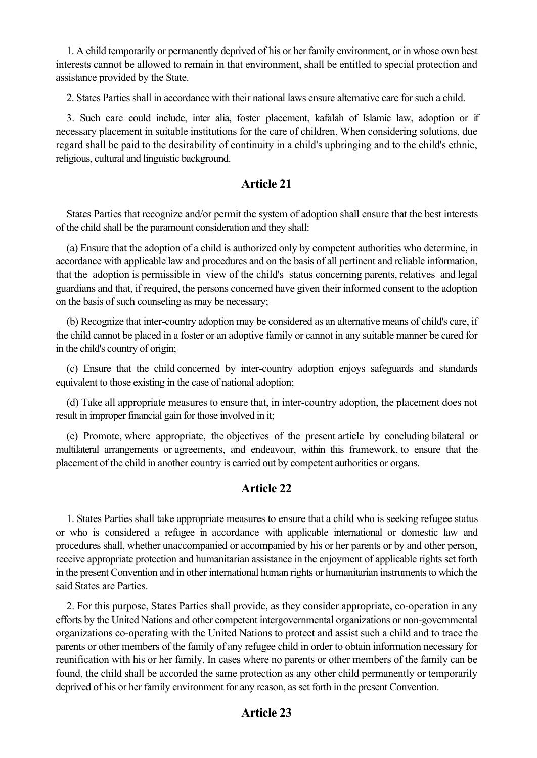1. A child temporarily or permanently deprived of his or her family environment, or in whose own best interests cannot be allowed to remain in that environment, shall be entitled to special protection and assistance provided by the State.

2. States Parties shall in accordance with their national laws ensure alternative care for such a child.

3. Such care could include, inter alia, foster placement, kafalah of Islamic law, adoption or if necessary placement in suitable institutions for the care of children. When considering solutions, due regard shall be paid to the desirability of continuity in a child's upbringing and to the child's ethnic, religious, cultural and linguistic background.

## Article 21

States Parties that recognize and/or permit the system of adoption shall ensure that the best interests of the child shall be the paramount consideration and they shall:

(a) Ensure that the adoption of a child is authorized only by competent authorities who determine, in accordance with applicable law and procedures and on the basis of all pertinent and reliable information, that the adoption is permissible in view of the child's status concerning parents, relatives and legal guardians and that, if required, the persons concerned have given their informed consent to the adoption on the basis of such counseling as may be necessary;

(b) Recognize that inter-country adoption may be considered as an alternative means of child's care, if the child cannot be placed in a foster or an adoptive family or cannot in any suitable manner be cared for in the child's country of origin;

(c) Ensure that the child concerned by inter-country adoption enjoys safeguards and standards equivalent to those existing in the case of national adoption;

(d) Take all appropriate measures to ensure that, in inter-country adoption, the placement does not result in improper financial gain for those involved in it;

(e) Promote, where appropriate, the objectives of the present article by concluding bilateral or multilateral arrangements or agreements, and endeavour, within this framework, to ensure that the placement of the child in another country is carried out by competent authorities or organs.

## Article 22

1. States Parties shall take appropriate measures to ensure that a child who is seeking refugee status or who is considered a refugee in accordance with applicable international or domestic law and procedures shall, whether unaccompanied or accompanied by his or her parents or by and other person, receive appropriate protection and humanitarian assistance in the enjoyment of applicable rights set forth in the present Convention and in other international human rights or humanitarian instruments to which the said States are Parties.

2. For this purpose, States Parties shall provide, as they consider appropriate, co-operation in any efforts by the United Nations and other competent intergovernmental organizations or non-governmental organizations co-operating with the United Nations to protect and assist such a child and to trace the parents or other members of the family of any refugee child in order to obtain information necessary for reunification with his or her family. In cases where no parents or other members of the family can be found, the child shall be accorded the same protection as any other child permanently or temporarily deprived of his or her family environment for any reason, as set forth in the present Convention.

## Article 23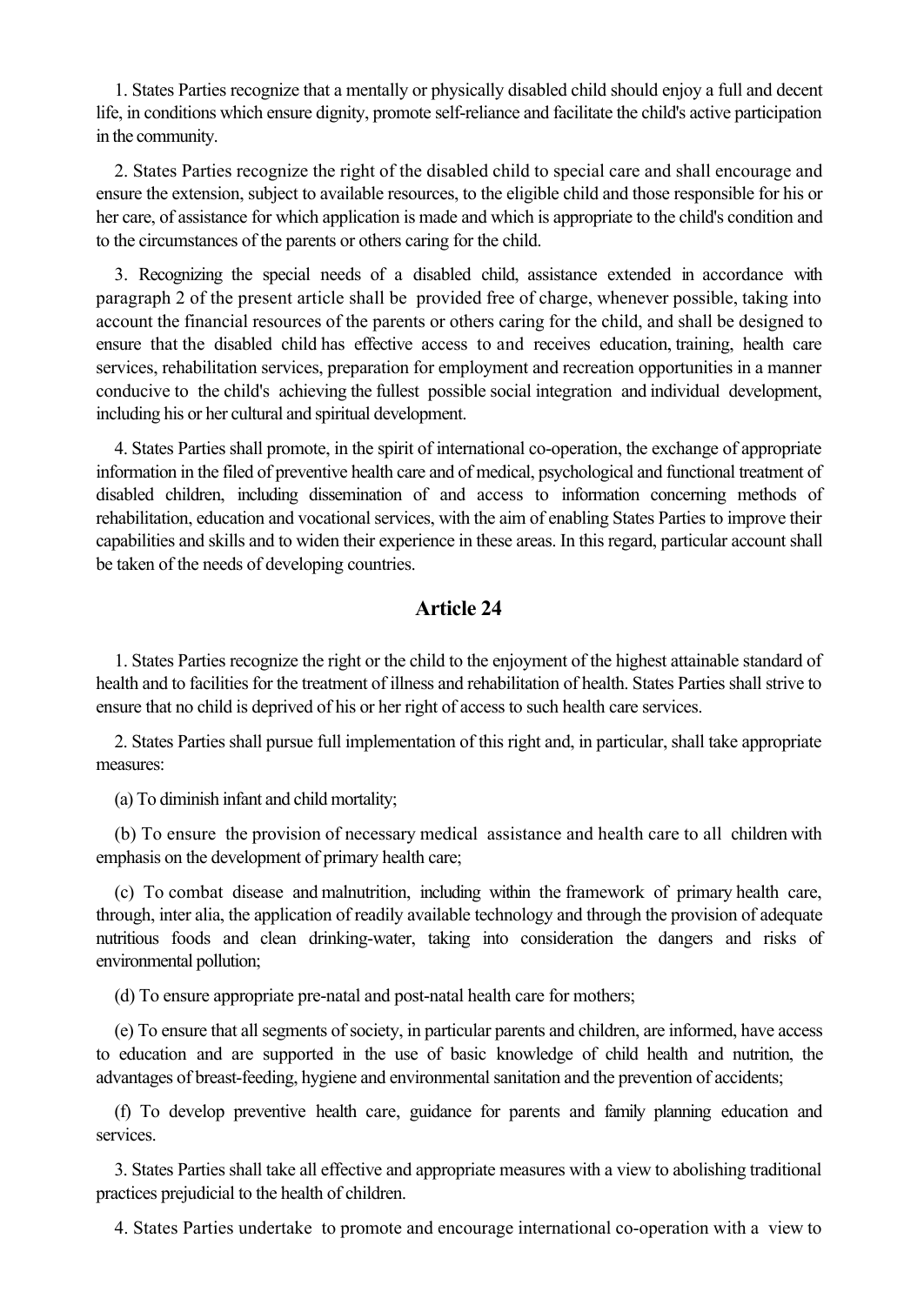1. States Parties recognize that a mentally or physically disabled child should enjoy a full and decent life, in conditions which ensure dignity, promote self-reliance and facilitate the child's active participation in the community.

2. States Parties recognize the right of the disabled child to special care and shall encourage and ensure the extension, subject to available resources, to the eligible child and those responsible for his or her care, of assistance for which application is made and which is appropriate to the child's condition and to the circumstances of the parents or others caring for the child.

3. Recognizing the special needs of a disabled child, assistance extended in accordance with paragraph 2 of the present article shall be provided free of charge, whenever possible, taking into account the financial resources of the parents or others caring for the child, and shall be designed to ensure that the disabled child has effective access to and receives education, training, health care services, rehabilitation services, preparation for employment and recreation opportunities in a manner conducive to the child's achieving the fullest possible social integration and individual development, including his or her cultural and spiritual development.

4. States Parties shall promote, in the spirit of international co-operation, the exchange of appropriate information in the filed of preventive health care and of medical, psychological and functional treatment of disabled children, including dissemination of and access to information concerning methods of rehabilitation, education and vocational services, with the aim of enabling States Parties to improve their capabilities and skills and to widen their experience in these areas. In this regard, particular account shall be taken of the needs of developing countries.

## Article 24

1. States Parties recognize the right or the child to the enjoyment of the highest attainable standard of health and to facilities for the treatment of illness and rehabilitation of health. States Parties shall strive to ensure that no child is deprived of his or her right of access to such health care services.

2. States Parties shall pursue full implementation of this right and, in particular, shall take appropriate measures:

(a) To diminish infant and child mortality;

(b) To ensure the provision of necessary medical assistance and health care to all children with emphasis on the development of primary health care;

(c) To combat disease and malnutrition, including within the framework of primary health care, through, inter alia, the application of readily available technology and through the provision of adequate nutritious foods and clean drinking-water, taking into consideration the dangers and risks of environmental pollution;

(d) To ensure appropriate pre-natal and post-natal health care for mothers;

(e) To ensure that all segments of society, in particular parents and children, are informed, have access to education and are supported in the use of basic knowledge of child health and nutrition, the advantages of breast-feeding, hygiene and environmental sanitation and the prevention of accidents;

(f) To develop preventive health care, guidance for parents and family planning education and services.

3. States Parties shall take all effective and appropriate measures with a view to abolishing traditional practices prejudicial to the health of children.

4. States Parties undertake to promote and encourage international co-operation with a view to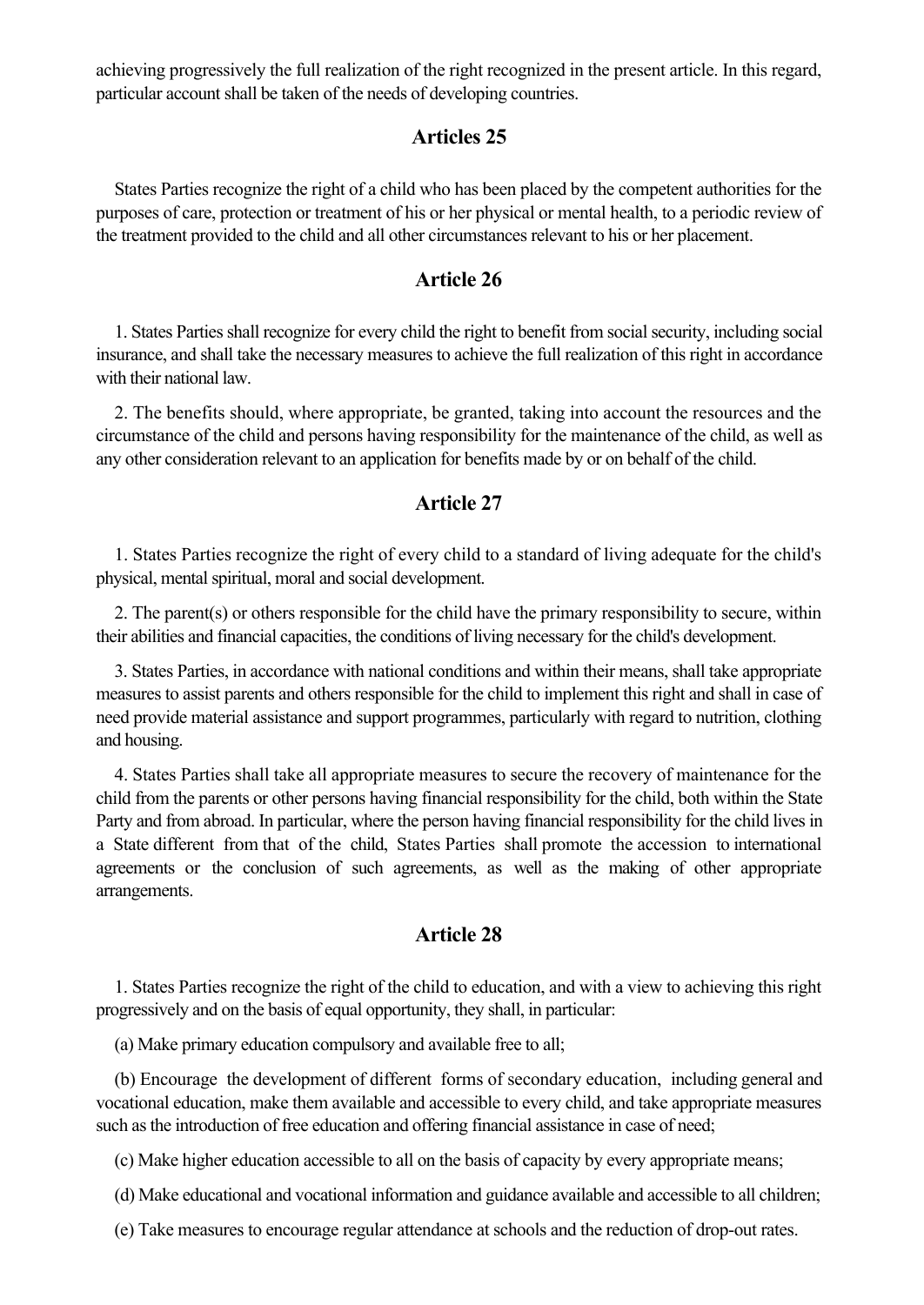achieving progressively the full realization of the right recognized in the present article. In this regard, particular account shall be taken of the needs of developing countries.

## Articles 25

States Parties recognize the right of a child who has been placed by the competent authorities for the purposes of care, protection or treatment of his or her physical or mental health, to a periodic review of the treatment provided to the child and all other circumstances relevant to his or her placement.

## Article 26

1. States Parties shall recognize for every child the right to benefit from social security, including social insurance, and shall take the necessary measures to achieve the full realization of this right in accordance with their national law.

2. The benefits should, where appropriate, be granted, taking into account the resources and the circumstance of the child and persons having responsibility for the maintenance of the child, as well as any other consideration relevant to an application for benefits made by or on behalf of the child.

## Article 27

1. States Parties recognize the right of every child to a standard of living adequate for the child's physical, mental spiritual, moral and social development.

2. The parent(s) or others responsible for the child have the primary responsibility to secure, within their abilities and financial capacities, the conditions of living necessary for the child's development.

3. States Parties, in accordance with national conditions and within their means, shall take appropriate measures to assist parents and others responsible for the child to implement this right and shall in case of need provide material assistance and support programmes, particularly with regard to nutrition, clothing and housing.

4. States Parties shall take all appropriate measures to secure the recovery of maintenance for the child from the parents or other persons having financial responsibility for the child, both within the State Party and from abroad. In particular, where the person having financial responsibility for the child lives in a State different from that of the child, States Parties shall promote the accession to international agreements or the conclusion of such agreements, as well as the making of other appropriate arrangements.

## Article 28

1. States Parties recognize the right of the child to education, and with a view to achieving this right progressively and on the basis of equal opportunity, they shall, in particular:

(a) Make primary education compulsory and available free to all;

(b) Encourage the development of different forms of secondary education, including general and vocational education, make them available and accessible to every child, and take appropriate measures such as the introduction of free education and offering financial assistance in case of need;

(c) Make higher education accessible to all on the basis of capacity by every appropriate means;

(d) Make educational and vocational information and guidance available and accessible to all children;

(e) Take measures to encourage regular attendance at schools and the reduction of drop-out rates.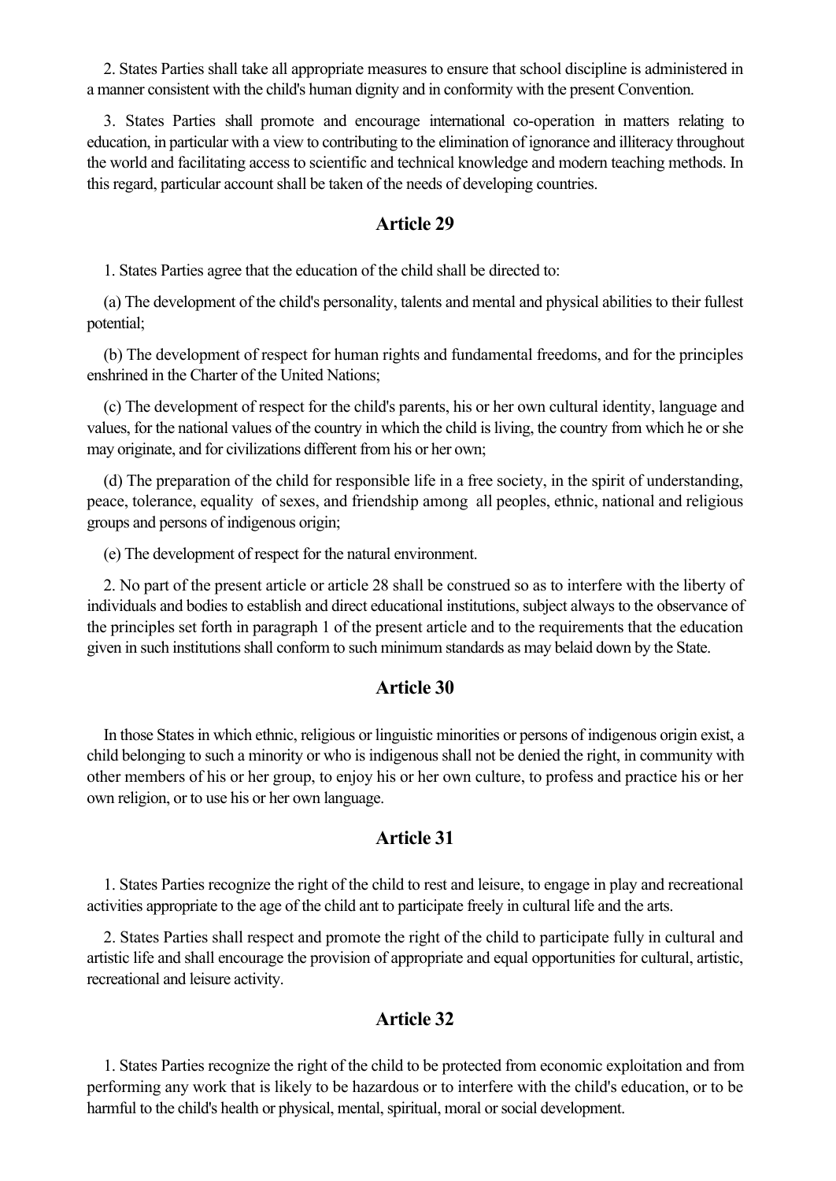2. States Parties shall take all appropriate measures to ensure that school discipline is administered in a manner consistent with the child's human dignity and in conformity with the present Convention.

3. States Parties shall promote and encourage international co-operation in matters relating to education, in particular with a view to contributing to the elimination of ignorance and illiteracy throughout the world and facilitating access to scientific and technical knowledge and modern teaching methods. In this regard, particular account shall be taken of the needs of developing countries.

## Article 29

1. States Parties agree that the education of the child shall be directed to:

(a) The development of the child's personality, talents and mental and physical abilities to their fullest potential;

(b) The development of respect for human rights and fundamental freedoms, and for the principles enshrined in the Charter of the United Nations;

(c) The development of respect for the child's parents, his or her own cultural identity, language and values, for the national values of the country in which the child is living, the country from which he or she may originate, and for civilizations different from his or her own;

(d) The preparation of the child for responsible life in a free society, in the spirit of understanding, peace, tolerance, equality of sexes, and friendship among all peoples, ethnic, national and religious groups and persons of indigenous origin;

(e) The development of respect for the natural environment.

2. No part of the present article or article 28 shall be construed so as to interfere with the liberty of individuals and bodies to establish and direct educational institutions, subject always to the observance of the principles set forth in paragraph 1 of the present article and to the requirements that the education given in such institutions shall conform to such minimum standards as may belaid down by the State.

## Article 30

In those States in which ethnic, religious or linguistic minorities or persons of indigenous origin exist, a child belonging to such a minority or who is indigenous shall not be denied the right, in community with other members of his or her group, to enjoy his or her own culture, to profess and practice his or her own religion, or to use his or her own language.

## Article 31

1. States Parties recognize the right of the child to rest and leisure, to engage in play and recreational activities appropriate to the age of the child ant to participate freely in cultural life and the arts.

2. States Parties shall respect and promote the right of the child to participate fully in cultural and artistic life and shall encourage the provision of appropriate and equal opportunities for cultural, artistic, recreational and leisure activity.

## Article 32

1. States Parties recognize the right of the child to be protected from economic exploitation and from performing any work that is likely to be hazardous or to interfere with the child's education, or to be harmful to the child's health or physical, mental, spiritual, moral or social development.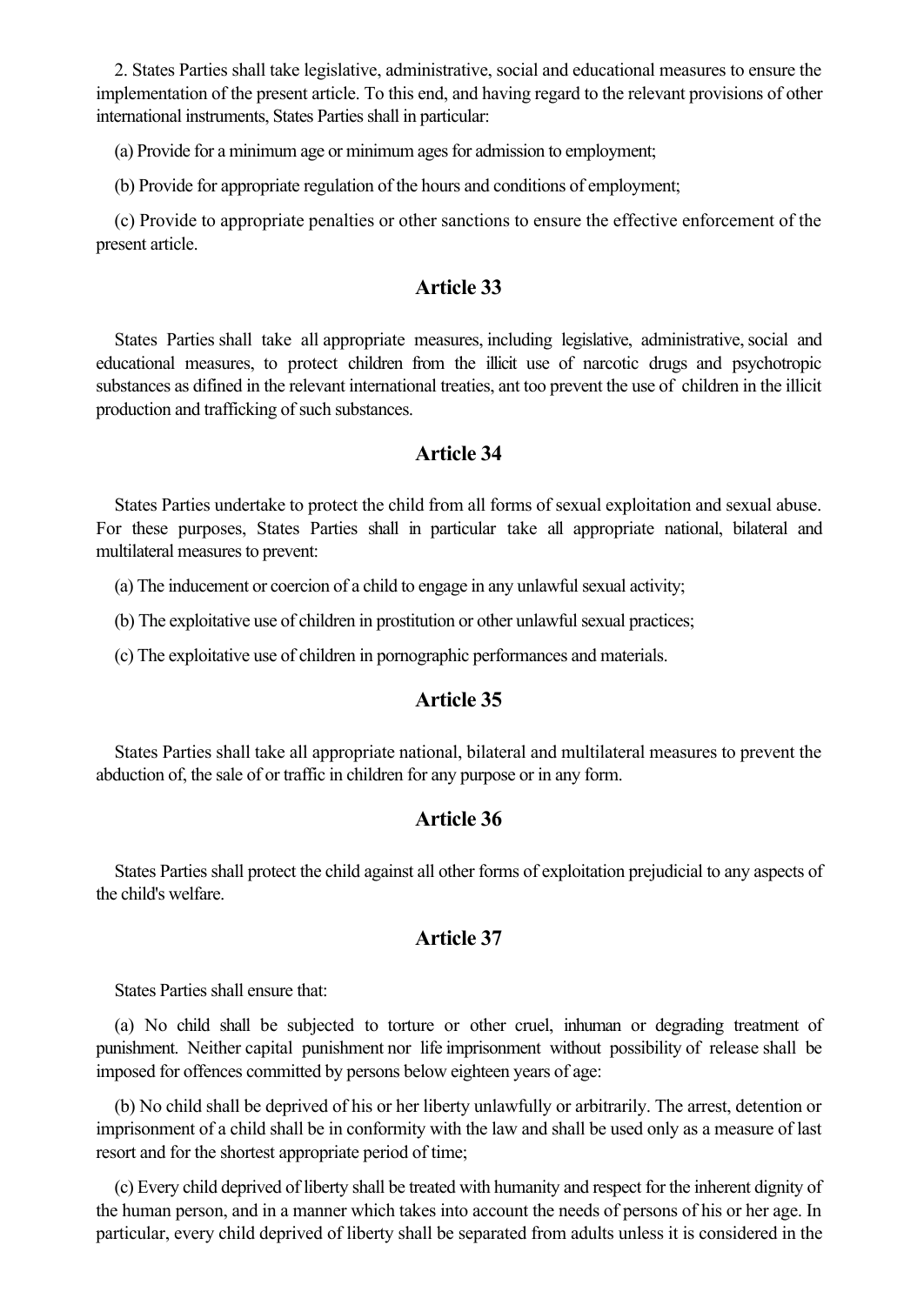2. States Parties shall take legislative, administrative, social and educational measures to ensure the implementation of the present article. To this end, and having regard to the relevant provisions of other international instruments, States Parties shall in particular:

(a) Provide for a minimum age or minimum ages for admission to employment;

(b) Provide for appropriate regulation of the hours and conditions of employment;

(c) Provide to appropriate penalties or other sanctions to ensure the effective enforcement of the present article.

## Article 33

States Parties shall take all appropriate measures, including legislative, administrative, social and educational measures, to protect children from the illicit use of narcotic drugs and psychotropic substances as difined in the relevant international treaties, ant too prevent the use of children in the illicit production and trafficking of such substances.

## Article 34

States Parties undertake to protect the child from all forms of sexual exploitation and sexual abuse. For these purposes, States Parties shall in particular take all appropriate national, bilateral and multilateral measures to prevent:

(a) The inducement or coercion of a child to engage in any unlawful sexual activity;

(b) The exploitative use of children in prostitution or other unlawful sexual practices;

(c) The exploitative use of children in pornographic performances and materials.

## Article 35

States Parties shall take all appropriate national, bilateral and multilateral measures to prevent the abduction of, the sale of or traffic in children for any purpose or in any form.

## Article 36

States Parties shall protect the child against all other forms of exploitation prejudicial to any aspects of the child's welfare.

## Article 37

States Parties shall ensure that:

(a) No child shall be subjected to torture or other cruel, inhuman or degrading treatment of punishment. Neither capital punishment nor life imprisonment without possibility of release shall be imposed for offences committed by persons below eighteen years of age:

(b) No child shall be deprived of his or her liberty unlawfully or arbitrarily. The arrest, detention or imprisonment of a child shall be in conformity with the law and shall be used only as a measure of last resort and for the shortest appropriate period of time;

(c) Every child deprived of liberty shall be treated with humanity and respect for the inherent dignity of the human person, and in a manner which takes into account the needs of persons of his or her age. In particular, every child deprived of liberty shall be separated from adults unless it is considered in the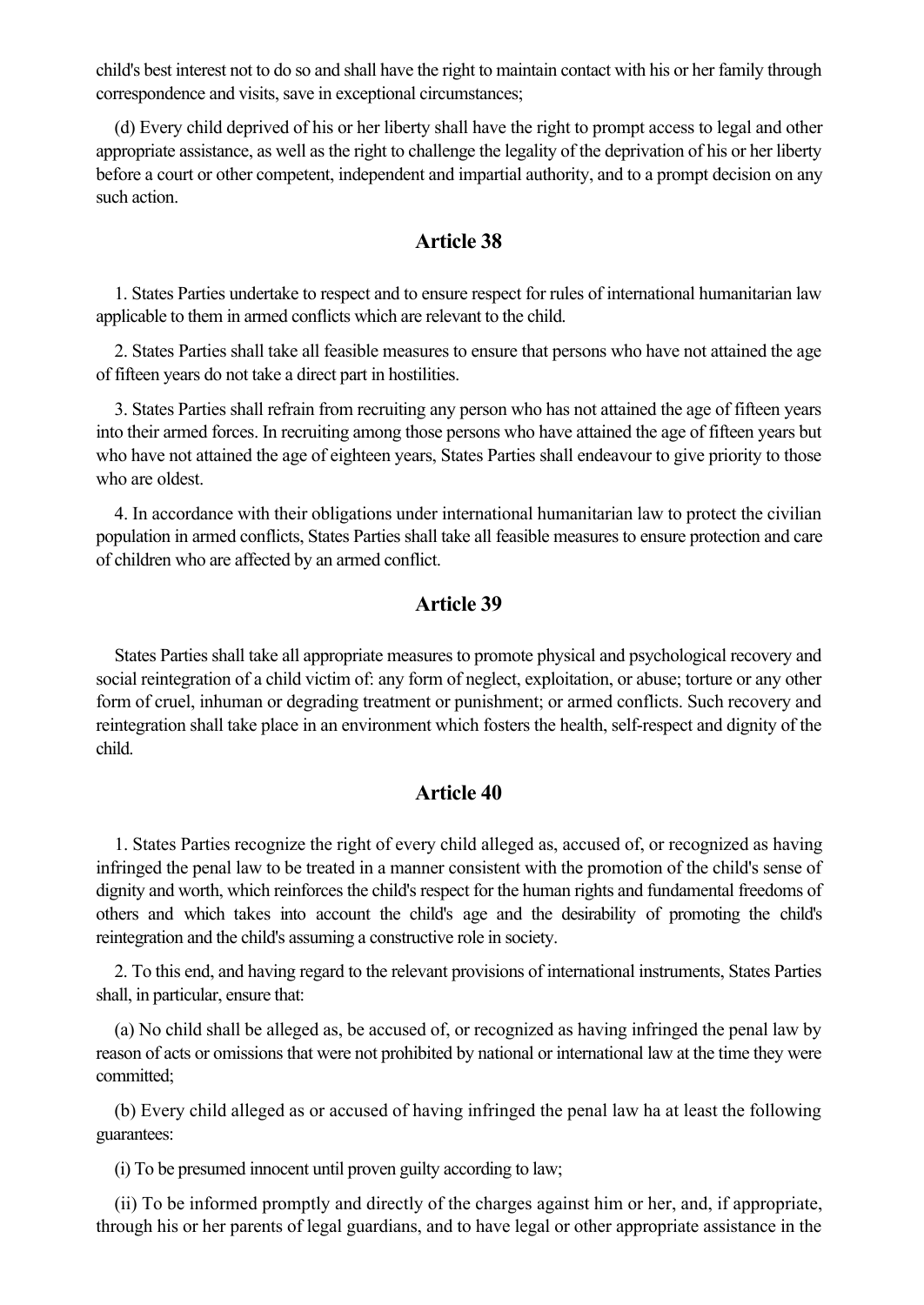child's best interest not to do so and shall have the right to maintain contact with his or her family through correspondence and visits, save in exceptional circumstances;

(d) Every child deprived of his or her liberty shall have the right to prompt access to legal and other appropriate assistance, as well as the right to challenge the legality of the deprivation of his or her liberty before a court or other competent, independent and impartial authority, and to a prompt decision on any such action.

## Article 38

1. States Parties undertake to respect and to ensure respect for rules of international humanitarian law applicable to them in armed conflicts which are relevant to the child.

2. States Parties shall take all feasible measures to ensure that persons who have not attained the age of fifteen years do not take a direct part in hostilities.

3. States Parties shall refrain from recruiting any person who has not attained the age of fifteen years into their armed forces. In recruiting among those persons who have attained the age of fifteen years but who have not attained the age of eighteen years, States Parties shall endeavour to give priority to those who are oldest.

4. In accordance with their obligations under international humanitarian law to protect the civilian population in armed conflicts, States Parties shall take all feasible measures to ensure protection and care of children who are affected by an armed conflict.

## Article 39

States Parties shall take all appropriate measures to promote physical and psychological recovery and social reintegration of a child victim of: any form of neglect, exploitation, or abuse; torture or any other form of cruel, inhuman or degrading treatment or punishment; or armed conflicts. Such recovery and reintegration shall take place in an environment which fosters the health, self-respect and dignity of the child.

## Article 40

1. States Parties recognize the right of every child alleged as, accused of, or recognized as having infringed the penal law to be treated in a manner consistent with the promotion of the child's sense of dignity and worth, which reinforces the child's respect for the human rights and fundamental freedoms of others and which takes into account the child's age and the desirability of promoting the child's reintegration and the child's assuming a constructive role in society.

2. To this end, and having regard to the relevant provisions of international instruments, States Parties shall, in particular, ensure that:

(a) No child shall be alleged as, be accused of, or recognized as having infringed the penal law by reason of acts or omissions that were not prohibited by national or international law at the time they were committed;

(b) Every child alleged as or accused of having infringed the penal law ha at least the following guarantees:

(i) To be presumed innocent until proven guilty according to law;

(ii) To be informed promptly and directly of the charges against him or her, and, if appropriate, through his or her parents of legal guardians, and to have legal or other appropriate assistance in the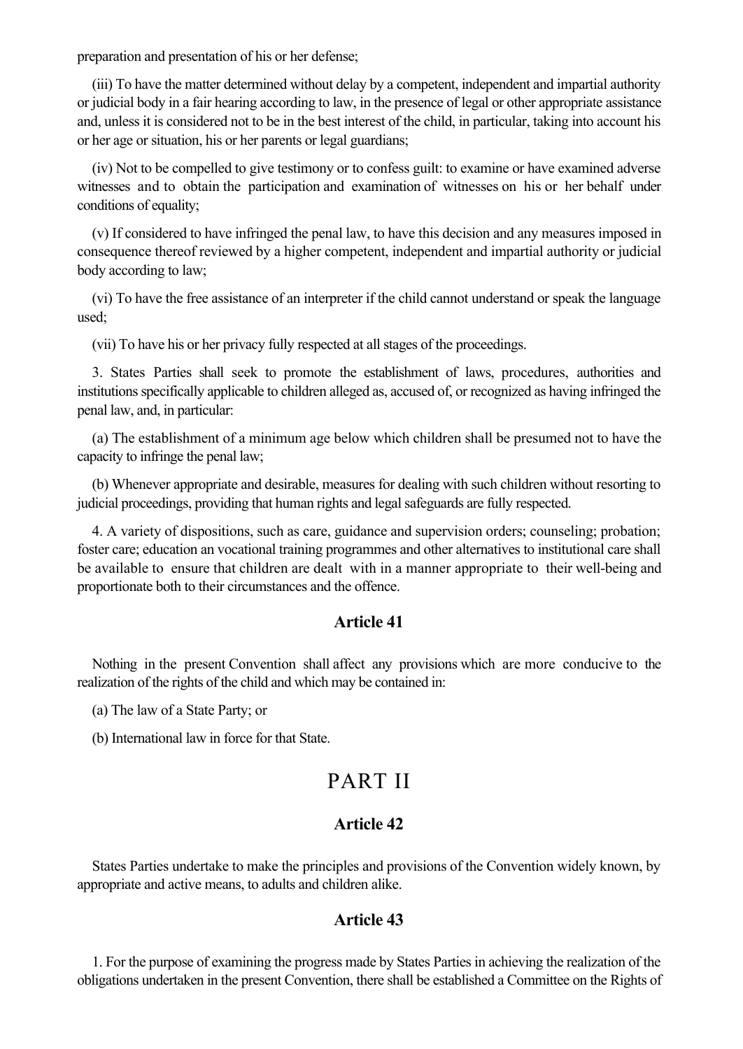preparation and presentation of his or her defense;

(iii) To have the matter determined without delay by a competent, independent and impartial authority or judicial body in a fair hearing according to law, in the presence of legal or other appropriate assistance and, unless it is considered not to be in the best interest of the child, in particular, taking into account his or her age or situation, his or her parents or legal guardians;

(iv) Not to be compelled to give testimony or to confess guilt: to examine or have examined adverse witnesses and to obtain the participation and examination of witnesses on his or her behalf under conditions of equality;

(v) If considered to have infringed the penal law, to have this decision and any measures imposed in consequence thereof reviewed by a higher competent, independent and impartial authority or judicial body according to law;

(vi) To have the free assistance of an interpreter if the child cannot understand or speak the language used;

(vii) To have his or her privacy fully respected at all stages of the proceedings.

3. States Parties shall seek to promote the establishment of laws, procedures, authorities and institutions specifically applicable to children alleged as, accused of, or recognized as having infringed the penal law, and, in particular:

(a) The establishment of a minimum age below which children shall be presumed not to have the capacity to infringe the penal law;

(b) Whenever appropriate and desirable, measures for dealing with such children without resorting to judicial proceedings, providing that human rights and legal safeguards are fully respected.

4. A variety of dispositions, such as care, guidance and supervision orders; counseling; probation; foster care; education an vocational training programmes and other alternatives to institutional care shall be available to ensure that children are dealt with in a manner appropriate to their well-being and proportionate both to their circumstances and the offence.

### Article 41

Nothing in the present Convention shall affect any provisions which are more conducive to the realization of the rights of the child and which may be contained in:

(a) The law of a State Party; or

(b) International law in force for that State.

## PART II

### Article 42

States Parties undertake to make the principles and provisions of the Convention widely known, by appropriate and active means, to adults and children alike.

### Article 43

1. For the purpose of examining the progress made by States Parties in achieving the realization of the obligations undertaken in the present Convention, there shall be established a Committee on the Rights of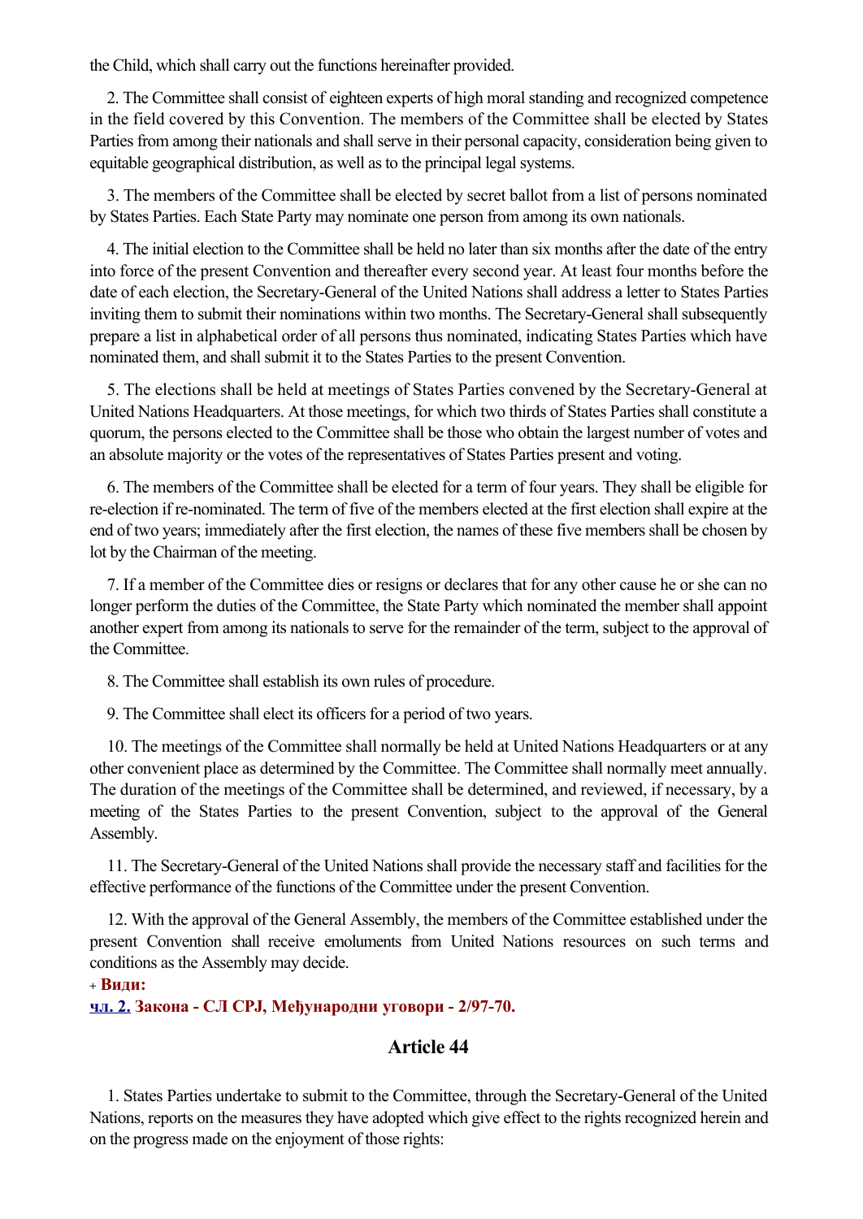the Child, which shall carry out the functions hereinafter provided.

2. The Committee shall consist of eighteen experts of high moral standing and recognized competence in the field covered by this Convention. The members of the Committee shall be elected by States Parties from among their nationals and shall serve in their personal capacity, consideration being given to equitable geographical distribution, as well as to the principal legal systems.

3. The members of the Committee shall be elected by secret ballot from a list of persons nominated by States Parties. Each State Party may nominate one person from among its own nationals.

4. The initial election to the Committee shall be held no later than six months after the date of the entry into force of the present Convention and thereafter every second year. At least four months before the date of each election, the Secretary-General of the United Nations shall address a letter to States Parties inviting them to submit their nominations within two months. The Secretary-General shall subsequently prepare a list in alphabetical order of all persons thus nominated, indicating States Parties which have nominated them, and shall submit it to the States Parties to the present Convention.

5. The elections shall be held at meetings of States Parties convened by the Secretary-General at United Nations Headquarters. At those meetings, for which two thirds of States Parties shall constitute a quorum, the persons elected to the Committee shall be those who obtain the largest number of votes and an absolute majority or the votes of the representatives of States Parties present and voting.

6. The members of the Committee shall be elected for a term of four years. They shall be eligible for re-election if re-nominated. The term of five of the members elected at the first election shall expire at the end of two years; immediately after the first election, the names of these five members shall be chosen by lot by the Chairman of the meeting.

7. If a member of the Committee dies or resigns or declares that for any other cause he or she can no longer perform the duties of the Committee, the State Party which nominated the member shall appoint another expert from among its nationals to serve for the remainder of the term, subject to the approval of the Committee.

8. The Committee shall establish its own rules of procedure.

9. The Committee shall elect its officers for a period of two years.

10. The meetings of the Committee shall normally be held at United Nations Headquarters or at any other convenient place as determined by the Committee. The Committee shall normally meet annually. The duration of the meetings of the Committee shall be determined, and reviewed, if necessary, by a meeting of the States Parties to the present Convention, subject to the approval of the General Assembly.

11. The Secretary-General of the United Nations shall provide the necessary staff and facilities for the effective performance of the functions of the Committee under the present Convention.

12. With the approval of the General Assembly, the members of the Committee established under the present Convention shall receive emoluments from United Nations resources on such terms and conditions as the Assembly may decide.

+ **Види:**

**чл. 2. Закона - СЛ СРЈ, Међународни уговори - 2/97-70.**

## Article 44

1. States Parties undertake to submit to the Committee, through the Secretary-General of the United Nations, reports on the measures they have adopted which give effect to the rights recognized herein and on the progress made on the enjoyment of those rights: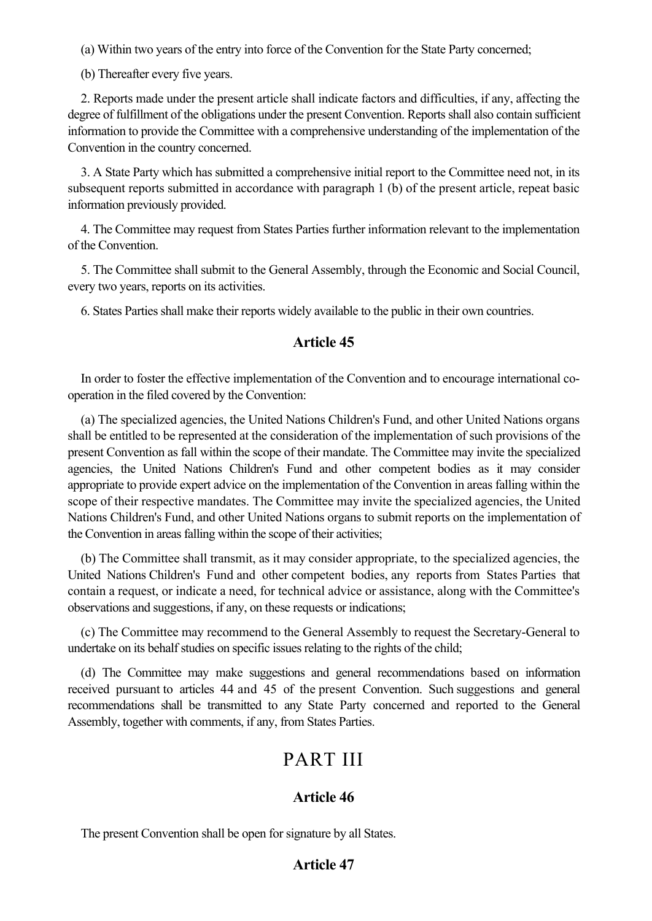(a) Within two years of the entry into force of the Convention for the State Party concerned;

(b) Thereafter every five years.

2. Reports made under the present article shall indicate factors and difficulties, if any, affecting the degree of fulfillment of the obligations under the present Convention. Reports shall also contain sufficient information to provide the Committee with a comprehensive understanding of the implementation of the Convention in the country concerned.

3. A State Party which has submitted a comprehensive initial report to the Committee need not, in its subsequent reports submitted in accordance with paragraph 1 (b) of the present article, repeat basic information previously provided.

4. The Committee may request from States Parties further information relevant to the implementation of the Convention.

5. The Committee shall submit to the General Assembly, through the Economic and Social Council, every two years, reports on its activities.

6. States Parties shall make their reports widely available to the public in their own countries.

### Article 45

In order to foster the effective implementation of the Convention and to encourage international co-operation in the filed covered by the Convention:

(a) The specialized agencies, the United Nations Children's Fund, and other United Nations organs shall be entitled to be represented at the consideration of the implementation of such provisions of the present Convention as fall within the scope of their mandate. The Committee may invite the specialized agencies, the United Nations Children's Fund and other competent bodies as it may consider appropriate to provide expert advice on the implementation of the Convention in areas falling within the scope of their respective mandates. The Committee may invite the specialized agencies, the United Nations Children's Fund, and other United Nations organs to submit reports on the implementation of the Convention in areas falling within the scope of their activities;

(b) The Committee shall transmit, as it may consider appropriate, to the specialized agencies, the United Nations Children's Fund and other competent bodies, any reports from States Parties that contain a request, or indicate a need, for technical advice or assistance, along with the Committee's observations and suggestions, if any, on these requests or indications;

(c) The Committee may recommend to the General Assembly to request the Secretary-General to undertake on its behalf studies on specific issues relating to the rights of the child;

(d) The Committee may make suggestions and general recommendations based on information received pursuant to articles 44 and 45 of the present Convention. Such suggestions and general recommendations shall be transmitted to any State Party concerned and reported to the General Assembly, together with comments, if any, from States Parties.

## PART III

### Article 46

The present Convention shall be open for signature by all States.

### Article 47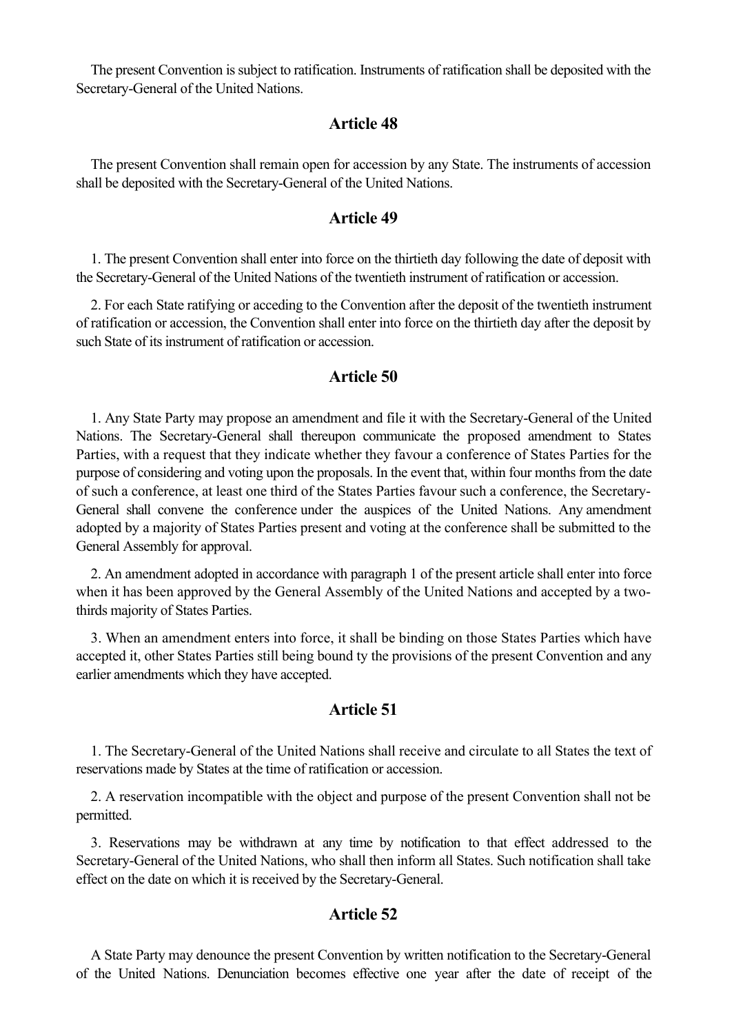The present Convention is subject to ratification. Instruments of ratification shall be deposited with the Secretary-General of the United Nations.

## Article 48

The present Convention shall remain open for accession by any State. The instruments of accession shall be deposited with the Secretary-General of the United Nations.

## Article 49

1. The present Convention shall enter into force on the thirtieth day following the date of deposit with the Secretary-General of the United Nations of the twentieth instrument of ratification or accession.

2. For each State ratifying or acceding to the Convention after the deposit of the twentieth instrument of ratification or accession, the Convention shall enter into force on the thirtieth day after the deposit by such State of its instrument of ratification or accession.

## Article 50

1. Any State Party may propose an amendment and file it with the Secretary-General of the United Nations. The Secretary-General shall thereupon communicate the proposed amendment to States Parties, with a request that they indicate whether they favour a conference of States Parties for the purpose of considering and voting upon the proposals. In the event that, within four months from the date of such a conference, at least one third of the States Parties favour such a conference, the Secretary-General shall convene the conference under the auspices of the United Nations. Any amendment adopted by a majority of States Parties present and voting at the conference shall be submitted to the General Assembly for approval.

2. An amendment adopted in accordance with paragraph 1 of the present article shall enter into force when it has been approved by the General Assembly of the United Nations and accepted by a two-thirds majority of States Parties.

3. When an amendment enters into force, it shall be binding on those States Parties which have accepted it, other States Parties still being bound ty the provisions of the present Convention and any earlier amendments which they have accepted.

## Article 51

1. The Secretary-General of the United Nations shall receive and circulate to all States the text of reservations made by States at the time of ratification or accession.

2. A reservation incompatible with the object and purpose of the present Convention shall not be permitted.

3. Reservations may be withdrawn at any time by notification to that effect addressed to the Secretary-General of the United Nations, who shall then inform all States. Such notification shall take effect on the date on which it is received by the Secretary-General.

## Article 52

A State Party may denounce the present Convention by written notification to the Secretary-General of the United Nations. Denunciation becomes effective one year after the date of receipt of the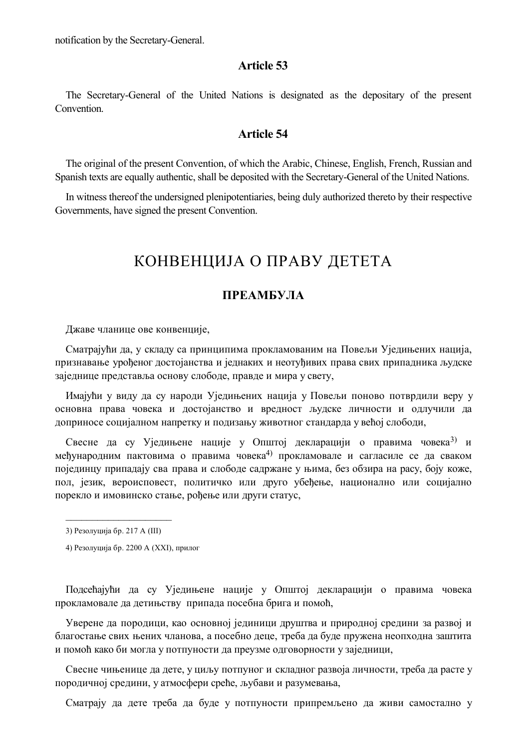notification by the Secretary-General.

### Article 53

The Secretary-General of the United Nations is designated as the depositary of the present Convention.

### Article 54

The original of the present Convention, of which the Arabic, Chinese, English, French, Russian and Spanish texts are equally authentic, shall be deposited with the Secretary-General of the United Nations.

In witness thereof the undersigned plenipotentiaries, being duly authorized thereto by their respective Governments, have signed the present Convention.

# КОНВЕНЦИЈА О ПРАВУ ДЕТЕТА

### ПРЕАМБУЛА

Државе чланице ове конвенције,

Сматрајући да, у складу са принципима прокламованим на Повељи Уједињених нација, признавање урођеног достојанства и једнаких и неотуђивих права свих припадника људске заједнице представља основу слободе, правде и мира у свету,

Имајући у виду да су народи Уједињених нација у Повељи поново потврдили веру у основна права човека и достојанство и вредност људске личности и одлучили да доприносе социјалном напретку и подизању животног стандарда у већој слободи,

Свесне да су Уједињене нације у Општој декларацији о правима човека[3] и међународним пактовима о правима човека[4] прокламовале и сагласиле се да сваком појединцу припадају сва права и слободе садржане у њима, без обзира на расу, боју коже, пол, језик, вероисповест, политичко или друго убеђење, национално или социјално порекло и имовинско стање, рођење или други статус,

---

3) Резолуција бр. 217 А (III)

4) Резолуција бр. 2200 А (XXI), прилог

Подсећајући да су Уједињене нације у Општој декларацији о правима човека прокламовале да детињству припада посебна брига и помоћ,

Уверене да породици, као основној јединици друштва и природној средини за развој и благостање свих њених чланова, а посебно деце, треба да буде пружена неопходна заштита и помоћ како би могла у потпуности да преузме одговорности у заједници,

Свесне чињенице да дете, у циљу потпуног и складног развоја личности, треба да расте у породичној средини, у атмосфери среће, љубави и разумевања,

Сматрају да дете треба да буде у потпуности припремљено да живи самостално у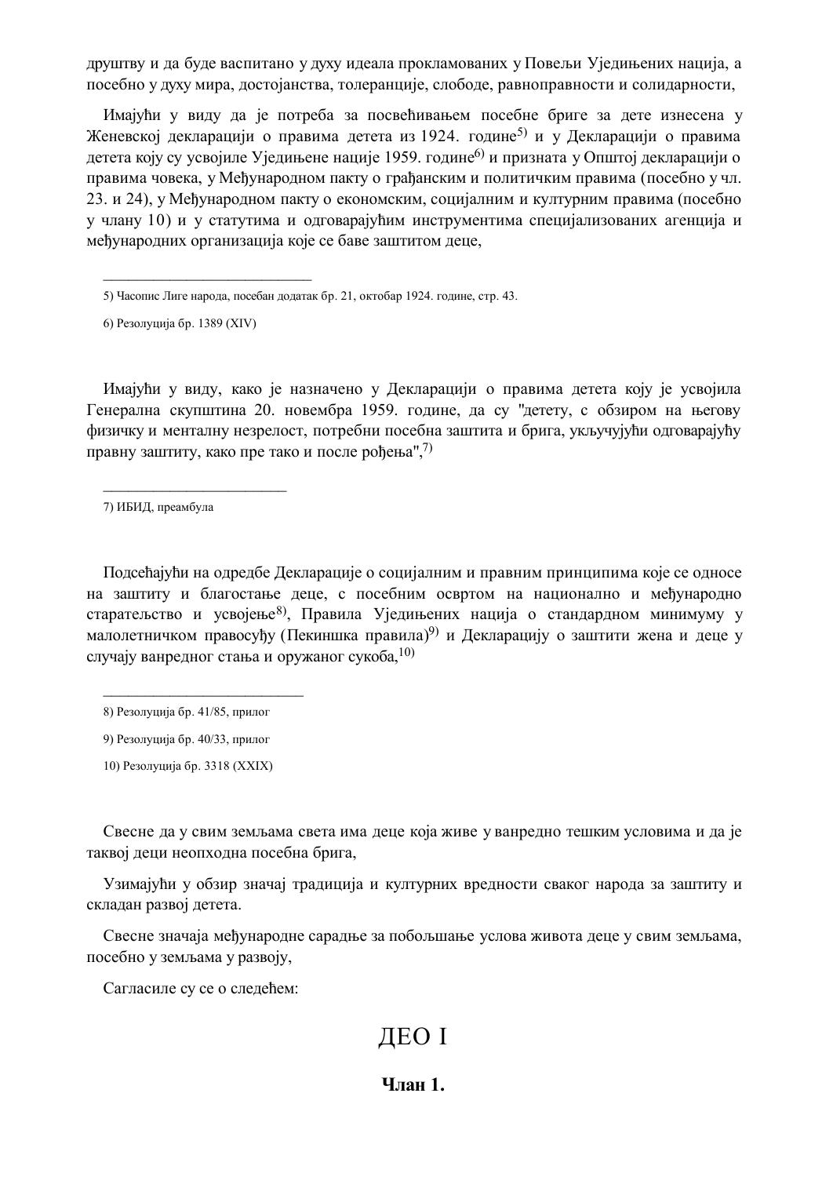друштву и да буде васпитано у духу идеала прокламованих у Повељи Уједињених нација, а посебно у духу мира, достојанства, толеранције, слободе, равноправности и солидарности,

Имајући у виду да је потреба за посвећивањем посебне бриге за дете изнесена у Женевској декларацији о правима детета из 1924. године[5] и у Декларацији о правима детета коју су усвојиле Уједињене нације 1959. године[6] и призната у Општој декларацији о правима човека, у Међународном пакту о грађанским и политичким правима (посебно у чл. 23. и 24), у Међународном пакту о економским, социјалним и културним правима (посебно у члану 10) и у статутима и одговарајућим инструментима специјализованих агенција и међународних организација које се баве заштитом деце,

---

5) Часопис Лиге народа, посебан додатак бр. 21, октобар 1924. године, стр. 43.

6) Резолуција бр. 1389 (XIV)

Имајући у виду, како је назначено у Декларацији о правима детета коју је усвојила Генерална скупштина 20. новембра 1959. године, да су "детету, с обзиром на његову физичку и менталну незрелост, потребни посебна заштита и брига, укључујући одговарајућу правну заштиту, како пре тако и после рођења",[7]

---

7) ИБИД, преамбула

Подсећајући на одредбе Декларације о социјалним и правним принципима које се односе на заштиту и благостање деце, с посебним освртом на национално и међународно старатељство и усвојење[8], Правила Уједињених нација о стандардном минимуму у малолетничком правосуђу (Пекиншка правила)[9] и Декларацију о заштити жена и деце у случају ванредног стања и оружаног сукоба,[10]

---

8) Резолуција бр. 41/85, прилог

9) Резолуција бр. 40/33, прилог

10) Резолуција бр. 3318 (XXIX)

Свесне да у свим земљама света има деце која живе у ванредно тешким условима и да је таквој деци неопходна посебна брига,

Узимајући у обзир значај традиција и културних вредности сваког народа за заштиту и складан развој детета.

Свесне значаја међународне сарадње за побољшање услова живота деце у свим земљама, посебно у земљама у развоју,

Сагласиле су се о следећем:

# ДЕО I

## Члан 1.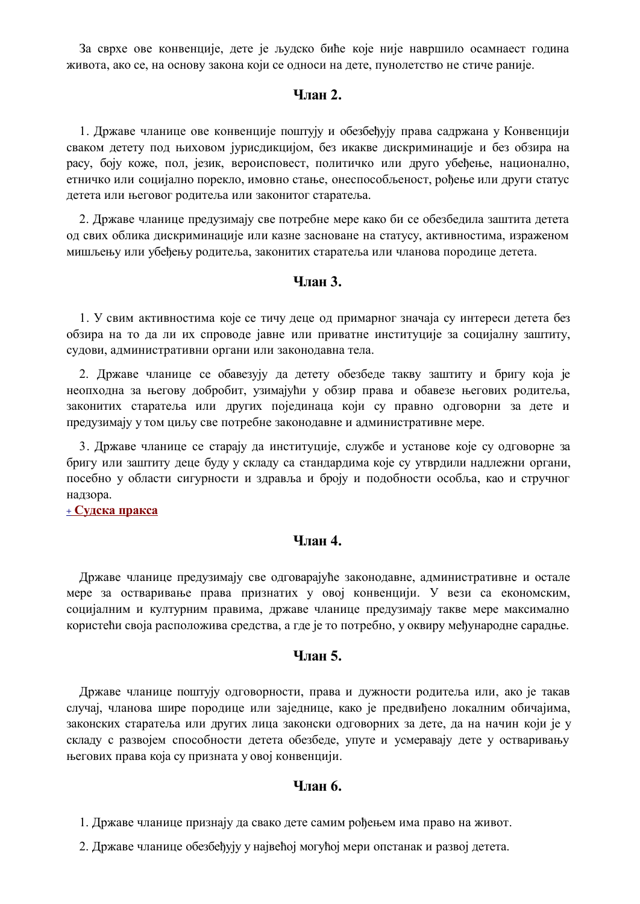За сврхе ове конвенције, дете је људско биће које није навршило осамнаест година живота, ако се, на основу закона који се односи на дете, пунолетство не стиче раније.

### Члан 2.

1. Државе чланице ове конвенције поштују и обезбеђују права садржана у Конвенцији сваком детету под њиховом јурисдикцијом, без икакве дискриминације и без обзира на расу, боју коже, пол, језик, вероисповест, политичко или друго убеђење, национално, етничко или социјално порекло, имовно стање, онеспособљеност, рођење или други статус детета или његовог родитеља или законитог старатеља.

2. Државе чланице предузимају све потребне мере како би се обезбедила заштита детета од свих облика дискриминације или казне засноване на статусу, активностима, израженом мишљењу или убеђењу родитеља, законитих старатеља или чланова породице детета.

### Члан 3.

1. У свим активностима које се тичу деце од примарног значаја су интереси детета без обзира на то да ли их спроводе јавне или приватне институције за социјалну заштиту, судови, административни органи или законодавна тела.

2. Државе чланице се обавезују да детету обезбеде такву заштиту и бригу која је неопходна за његову добробит, узимајући у обзир права и обавезе његових родитеља, законитих старатеља или других појединаца који су правно одговорни за дете и предузимају у том циљу све потребне законодавне и административне мере.

3. Државе чланице се старају да институције, службе и установе које су одговорне за бригу или заштиту деце буду у складу са стандардима које су утврдили надлежни органи, посебно у области сигурности и здравља и броју и подобности особља, као и стручног надзора.

+ **Судска пракса**

### Члан 4.

Државе чланице предузимају све одговарајуће законодавне, административне и остале мере за остваривање права признатих у овој конвенцији. У вези са економским, социјалним и културним правима, државе чланице предузимају такве мере максимално користећи своја расположива средства, а где је то потребно, у оквиру међународне сарадње.

### Члан 5.

Државе чланице поштују одговорности, права и дужности родитеља или, ако је такав случај, чланова шире породице или заједнице, како је предвиђено локалним обичајима, законских старатеља или других лица законски одговорних за дете, да на начин који је у складу с развојем способности детета обезбеде, упуте и усмеравају дете у остваривању његових права која су призната у овој конвенцији.

### Члан 6.

1. Државе чланице признају да свако дете самим рођењем има право на живот.

2. Државе чланице обезбеђују у највећој могућој мери опстанак и развој детета.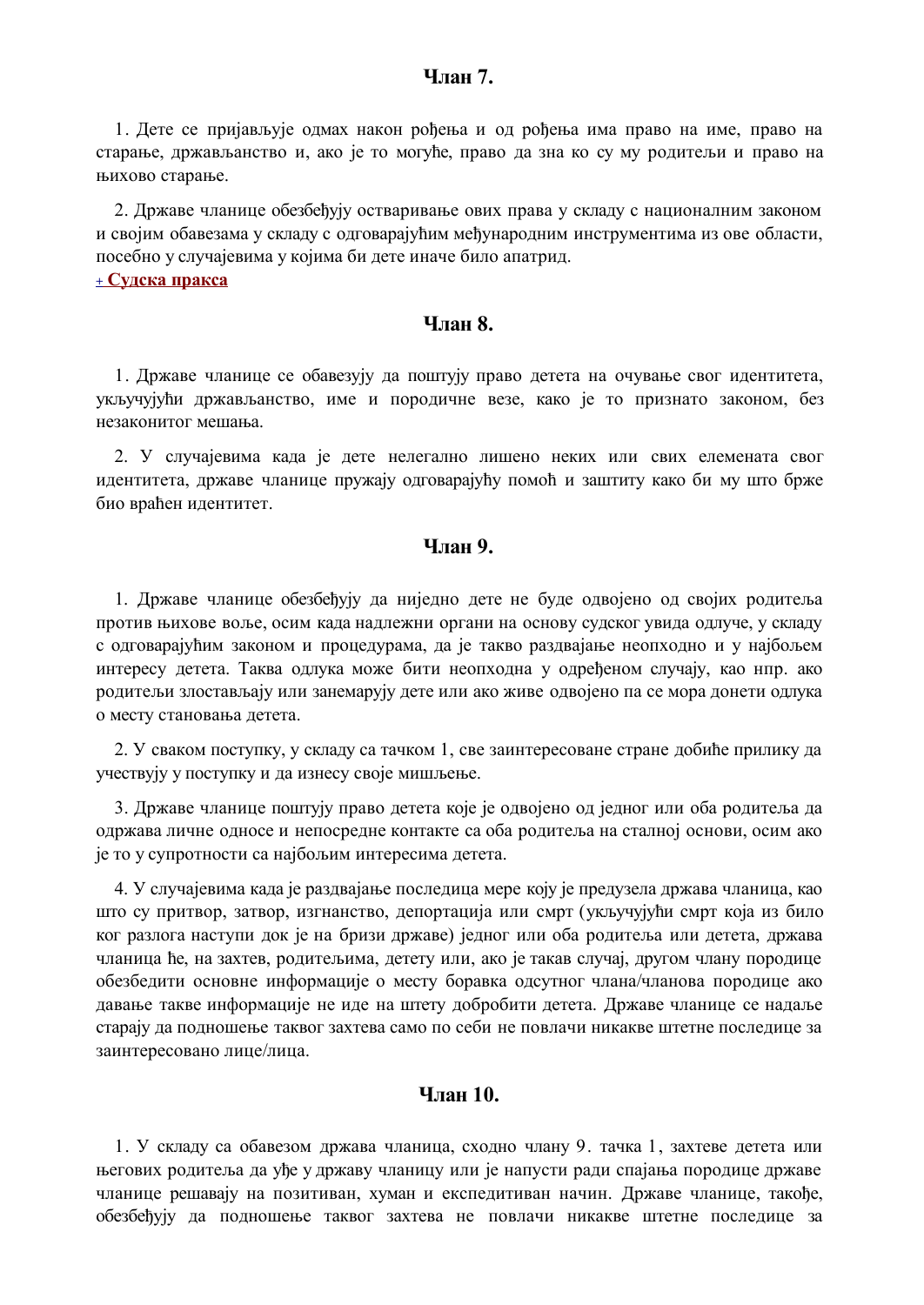## Члан 7.

1. Дете се пријављује одмах након рођења и од рођења има право на име, право на старање, држављанство и, ако је то могуће, право да зна ко су му родитељи и право на њихово старање.

2. Државе чланице обезбеђују остваривање ових права у складу с националним законом и својим обавезама у складу с одговарајућим међународним инструментима из ове области, посебно у случајевима у којима би дете иначе било апатрид.

+ **Судска пракса**

## Члан 8.

1. Државе чланице се обавезују да поштују право детета на очување свог идентитета, укључујући држављанство, име и породичне везе, како је то признато законом, без незаконитог мешања.

2. У случајевима када је дете нелегално лишено неких или свих елемената свог идентитета, државе чланице пружају одговарајућу помоћ и заштиту како би му што брже био враћен идентитет.

## Члан 9.

1. Државе чланице обезбеђују да ниједно дете не буде одвојено од својих родитеља против њихове воље, осим када надлежни органи на основу судског увида одлуче, у складу с одговарајућим законом и процедурама, да је такво раздвајање неопходно и у најбољем интересу детета. Таква одлука може бити неопходна у одређеном случају, као нпр. ако родитељи злостављају или занемарују дете или ако живе одвојено па се мора донети одлука о месту становања детета.

2. У сваком поступку, у складу са тачком 1, све заинтересоване стране добиће прилику да учествују у поступку и да изнесу своје мишљење.

3. Државе чланице поштују право детета које је одвојено од једног или оба родитеља да одржава личне односе и непосредне контакте са оба родитеља на сталној основи, осим ако је то у супротности са најбољим интересима детета.

4. У случајевима када је раздвајање последица мере коју је предузела држава чланица, као што су притвор, затвор, изгнанство, депортација или смрт (укључујући смрт која из било ког разлога наступи док је на бризи државе) једног или оба родитеља или детета, држава чланица ће, на захтев, родитељима, детету или, ако је такав случај, другом члану породице обезбедити основне информације о месту боравка одсутног члана/чланова породице ако давање такве информације не иде на штету добробити детета. Државе чланице се надаље старају да подношење таквог захтева само по себи не повлачи никакве штетне последице за заинтересовано лице/лица.

## Члан 10.

1. У складу са обавезом држава чланица, сходно члану 9. тачка 1, захтеве детета или његових родитеља да уђе у државу чланицу или је напусти ради спајања породице државе чланице решавају на позитиван, хуман и експедитиван начин. Државе чланице, такође, обезбеђују да подношење таквог захтева не повлачи никакве штетне последице за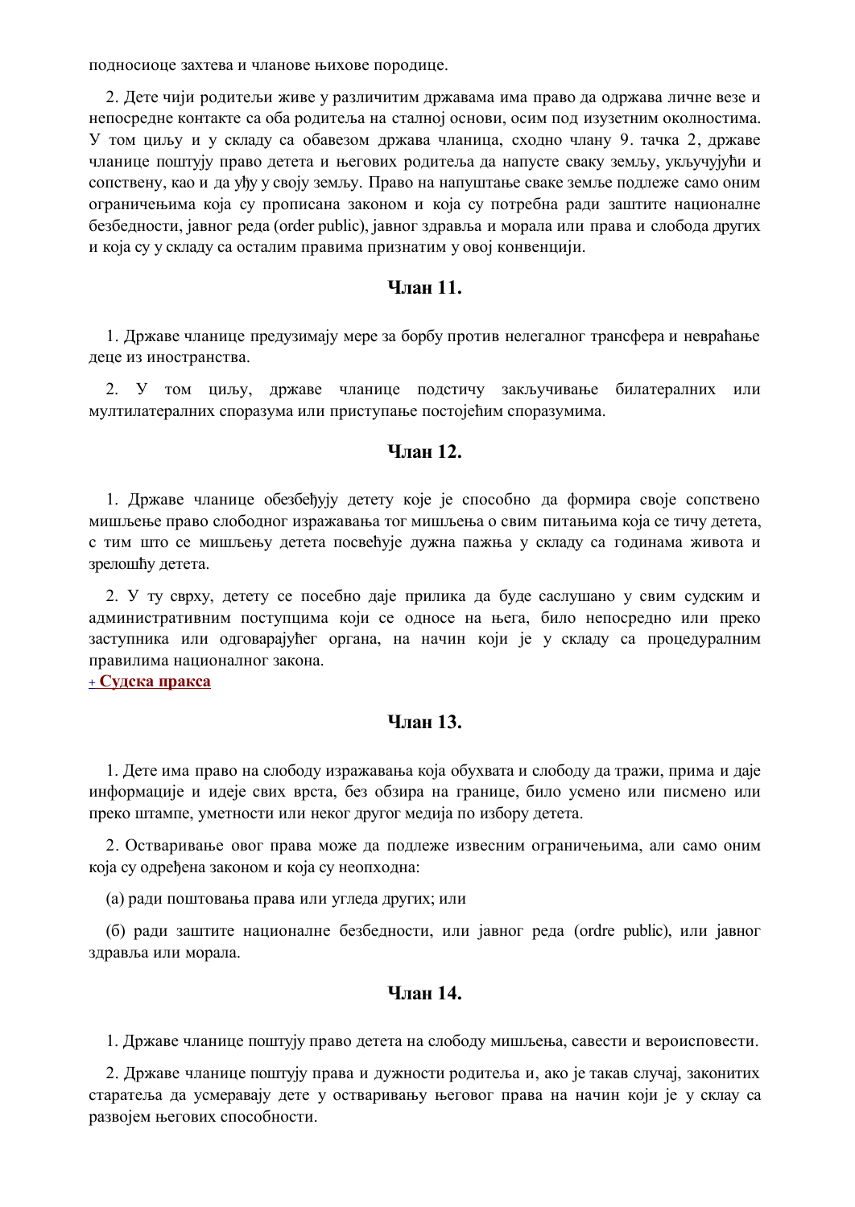подносиоце захтева и чланове њихове породице.

2. Дете чији родитељи живе у различитим државама има право да одржава личне везе и непосредне контакте са оба родитеља на сталној основи, осим под изузетним околностима. У том циљу и у складу са обавезом држава чланица, сходно члану 9. тачка 2, државе чланице поштују право детета и његових родитеља да напусте сваку земљу, укључујући и сопствену, као и да уђу у своју земљу. Право на напуштање сваке земље подлеже само оним ограничењима која су прописана законом и која су потребна ради заштите националне безбедности, јавног реда (order public), јавног здравља и морала или права и слобода других и која су у складу са осталим правима признатим у овој конвенцији.

### Члан 11.

1. Државе чланице предузимају мере за борбу против нелегалног трансфера и невраћање деце из иностранства.

2. У том циљу, државе чланице подстичу закључивање билатералних или мултилатералних споразума или приступање постојећим споразумима.

### Члан 12.

1. Државе чланице обезбеђују детету које је способно да формира своје сопствено мишљење право слободног изражавања тог мишљења о свим питањима која се тичу детета, с тим што се мишљењу детета посвећује дужна пажња у складу са годинама живота и зрелошћу детета.

2. У ту сврху, детету се посебно даје прилика да буде саслушано у свим судским и административним поступцима који се односе на њега, било непосредно или преко заступника или одговарајућег органа, на начин који је у складу са процедуралним правилима националног закона.

+ **Судска пракса**

### Члан 13.

1. Дете има право на слободу изражавања која обухвата и слободу да тражи, прима и даје информације и идеје свих врста, без обзира на границе, било усмено или писмено или преко штампе, уметности или неког другог медија по избору детета.

2. Остваривање овог права може да подлеже извесним ограничењима, али само оним која су одређена законом и која су неопходна:

(а) ради поштовања права или угледа других; или

(б) ради заштите националне безбедности, или јавног реда (ordre public), или јавног здравља или морала.

### Члан 14.

1. Државе чланице поштују право детета на слободу мишљења, савести и вероисповести.

2. Државе чланице поштују права и дужности родитеља и, ако је такав случај, законитих старатеља да усмеравају дете у остваривању његовог права на начин који је у склау са развојем његових способности.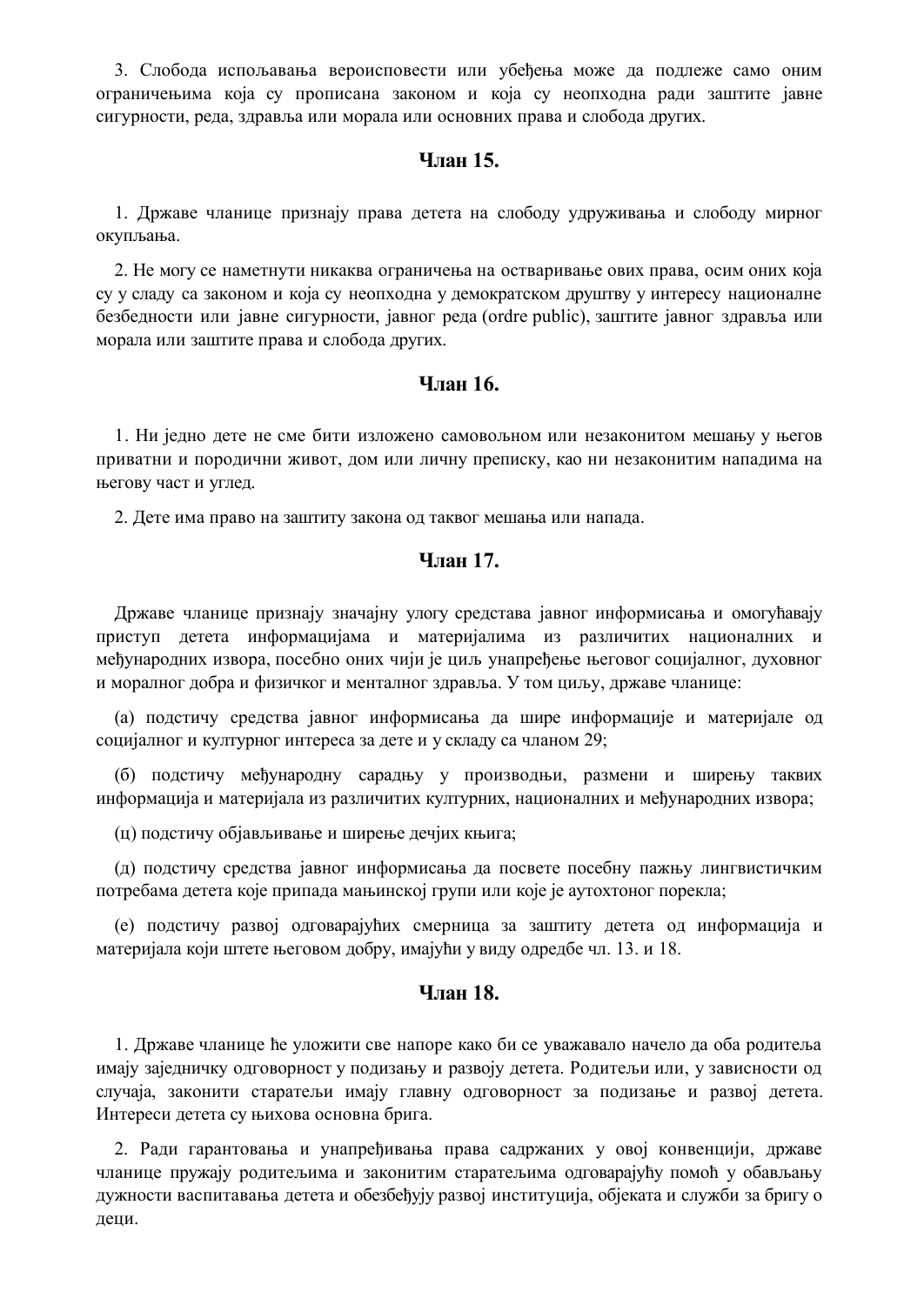3. Слобода испољавања вероисповести или убеђења може да подлеже само оним ограничењима која су прописана законом и која су неопходна ради заштите јавне сигурности, реда, здравља или морала или основних права и слобода других.

## Члан 15.

1. Државе чланице признају права детета на слободу удруживања и слободу мирног окупљања.

2. Не могу се наметнути никаква ограничења на остваривање ових права, осим оних која су у складу са законом и која су неопходна у демократском друштву у интересу националне безбедности или јавне сигурности, јавног реда (ordre public), заштите јавног здравља или морала или заштите права и слобода других.

## Члан 16.

1. Ни једно дете не сме бити изложено самовољном или незаконитом мешању у његов приватни и породични живот, дом или личну преписку, као ни незаконитим нападима на његову част и углед.

2. Дете има право на заштиту закона од таквог мешања или напада.

## Члан 17.

Државе чланице признају значајну улогу средстава јавног информисања и омогућавају приступ детета информацијама и материјалима из различитих националних и међународних извора, посебно оних чији је циљ унапређење његовог социјалног, духовног и моралног добра и физичког и менталног здравља. У том циљу, државе чланице:

(а) подстичу средства јавног информисања да шире информације и материјале од социјалног и културног интереса за дете и у складу са чланом 29;

(б) подстичу међународну сарадњу у производњи, размени и ширењу таквих информација и материјала из различитих културних, националних и међународних извора;

(ц) подстичу објављивање и ширење дечјих књига;

(д) подстичу средства јавног информисања да посвете посебну пажњу лингвистичким потребама детета које припада мањинској групи или које је аутохтоног порекла;

(е) подстичу развој одговарајућих смерница за заштиту детета од информација и материјала који штете његовом добру, имајући у виду одредбе чл. 13. и 18.

## Члан 18.

1. Државе чланице ће уложити све напоре како би се уважавало начело да оба родитеља имају заједничку одговорност у подизању и развоју детета. Родитељи или, у зависности од случаја, законити старатељи имају главну одговорност за подизање и развој детета. Интереси детета су њихова основна брига.

2. Ради гарантовања и унапређивања права садржаних у овој конвенцији, државе чланице пружају родитељима и законитим старатељима одговарајућу помоћ у обављању дужности васпитавања детета и обезбеђују развој институција, објеката и служби за бригу о деци.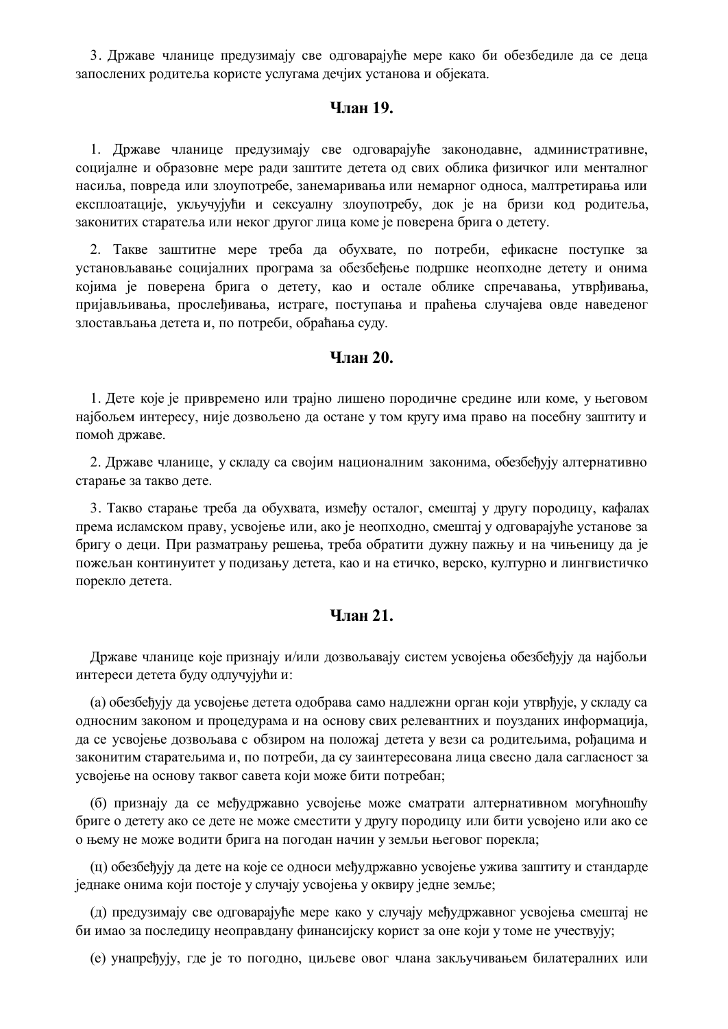3. Државе чланице предузимају све одговарајуће мере како би обезбедиле да се деца запослених родитеља користе услугама дечјих установа и објеката.

## Члан 19.

1. Државе чланице предузимају све одговарајуће законодавне, административне, социјалне и образовне мере ради заштите детета од свих облика физичког или менталног насиља, повреда или злоупотребе, занемаривања или немарног односа, малтретирања или експлоатације, укључујући и сексуалну злоупотребу, док је на бризи код родитеља, законитих старатеља или неког другог лица коме је поверена брига о детету.

2. Такве заштитне мере треба да обухвате, по потреби, ефикасне поступке за установљавање социјалних програма за обезбеђење подршке неопходне детету и онима којима је поверена брига о детету, као и остале облике спречавања, утврђивања, пријављивања, прослеђивања, истраге, поступања и праћења случајева овде наведеног злостављања детета и, по потреби, обраћања суду.

## Члан 20.

1. Дете које је привремено или трајно лишено породичне средине или коме, у његовом најбољем интересу, није дозвољено да остане у том кругу има право на посебну заштиту и помоћ државе.

2. Државе чланице, у складу са својим националним законима, обезбеђују алтернативно старање за такво дете.

3. Такво старање треба да обухвата, између осталог, смештај у другу породицу, кафалах према исламском праву, усвојење или, ако је неопходно, смештај у одговарајуће установе за бригу о деци. При разматрању решења, треба обратити дужну пажњу и на чињеницу да је пожељан континуитет у подизању детета, као и на етичко, верско, културно и лингвистичко порекло детета.

## Члан 21.

Државе чланице које признају и/или дозвољавају систем усвојења обезбеђују да најбољи интереси детета буду одлучујући и:

(а) обезбеђују да усвојење детета одобрава само надлежни орган који утврђује, у складу са односним законом и процедурама и на основу свих релевантних и поузданих информација, да се усвојење дозвољава с обзиром на положај детета у вези са родитељима, рођацима и законитим старатељима и, по потреби, да су заинтересована лица свесно дала сагласност за усвојење на основу таквог савета који може бити потребан;

(б) признају да се међудржавно усвојење може сматрати алтернативном могућношћу бриге о детету ако се дете не може сместити у другу породицу или бити усвојено или ако се о њему не може водити брига на погодан начин у земљи његовог порекла;

(ц) обезбеђују да дете на које се односи међудржавно усвојење ужива заштиту и стандарде једнаке онима који постоје у случају усвојења у оквиру једне земље;

(д) предузимају све одговарајуће мере како у случају међудржавног усвојења смештај не би имао за последицу неоправдану финансијску корист за оне који у томе не учествују;

(е) унапређују, где је то погодно, циљеве овог члана закључивањем билатералних или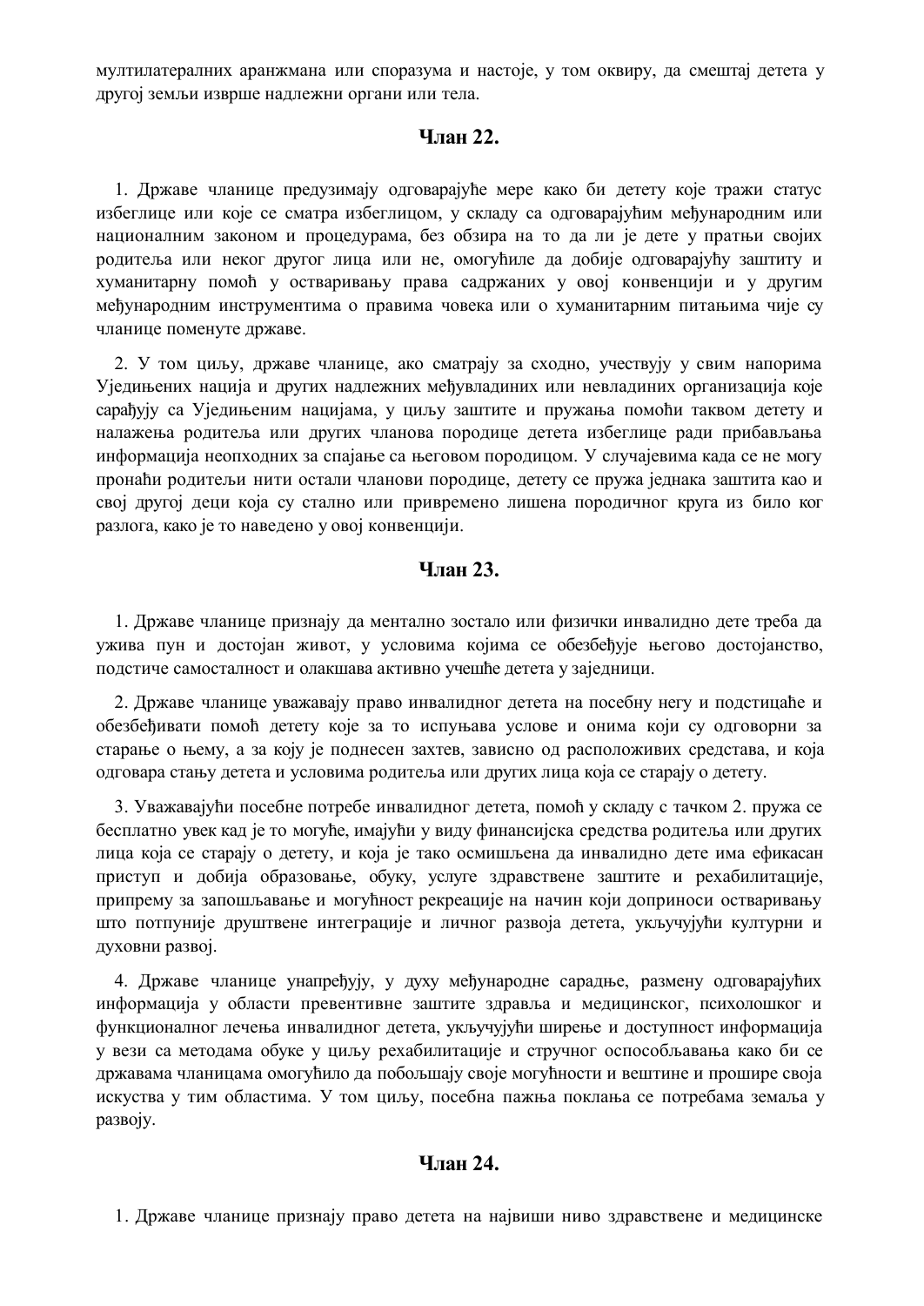мултилатералних аранжмана или споразума и настоје, у том оквиру, да смештај детета у другој земљи изврше надлежни органи или тела.

## Члан 22.

1. Државе чланице предузимају одговарајуће мере како би детету које тражи статус избеглице или које се сматра избеглицом, у складу са одговарајућим међународним или националним законом и процедурама, без обзира на то да ли је дете у пратњи својих родитеља или неког другог лица или не, омогућиле да добије одговарајућу заштиту и хуманитарну помоћ у остваривању права садржаних у овој конвенцији и у другим међународним инструментима о правима човека или о хуманитарним питањима чије су чланице поменуте државе.

2. У том циљу, државе чланице, ако сматрају за сходно, учествују у свим напорима Уједињених нација и других надлежних међувладиних или невладиних организација које сарађују са Уједињеним нацијама, у циљу заштите и пружања помоћи таквом детету и налажења родитеља или других чланова породице детета избеглице ради прибављања информација неопходних за спајање са његовом породицом. У случајевима када се не могу пронаћи родитељи нити остали чланови породице, детету се пружа једнака заштита као и свој другој деци која су стално или привремено лишена породичног круга из било ког разлога, како је то наведено у овој конвенцији.

## Члан 23.

1. Државе чланице признају да ментално зостало или физички инвалидно дете треба да ужива пун и достојан живот, у условима којима се обезбеђује његово достојанство, подстиче самосталност и олакшава активно учешће детета у заједници.

2. Државе чланице уважавају право инвалидног детета на посебну негу и подстицаће и обезбеђивати помоћ детету које за то испуњава услове и онима који су одговорни за старање о њему, а за коју је поднесен захтев, зависно од расположивих средстава, и која одговара стању детета и условима родитеља или других лица која се старају о детету.

3. Уважавајући посебне потребе инвалидног детета, помоћ у складу с тачком 2. пружа се бесплатно увек кад је то могуће, имајући у виду финансијска средства родитеља или других лица која се старају о детету, и која је тако осмишљена да инвалидно дете има ефикасан приступ и добија образовање, обуку, услуге здравствене заштите и рехабилитације, припрему за запошљавање и могућност рекреације на начин који доприноси остваривању што потпуније друштвене интеграције и личног развоја детета, укључујући културни и духовни развој.

4. Државе чланице унапређују, у духу међународне сарадње, размену одговарајућих информација у области превентивне заштите здравља и медицинског, психолошког и функционалног лечења инвалидног детета, укључујући ширење и доступност информација у вези са методама обуке у циљу рехабилитације и стручног оспособљавања како би се државама чланицама омогућило да побољшају своје могућности и вештине и прошире своја искуства у тим областима. У том циљу, посебна пажња поклања се потребама земаља у развоју.

## Члан 24.

1. Државе чланице признају право детета на највиши ниво здравствене и медицинске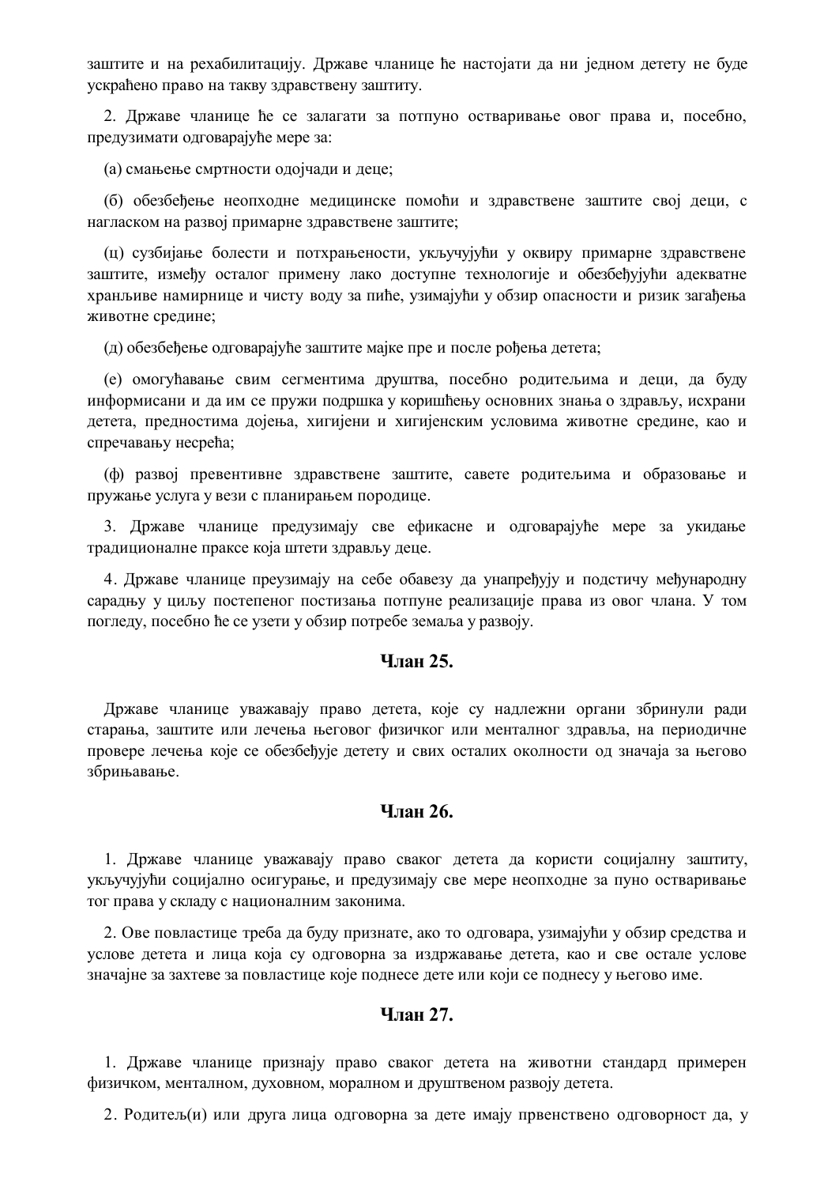заштите и на рехабилитацију. Државе чланице ће настојати да ни једном детету не буде ускраћено право на такву здравствену заштиту.

2. Државе чланице ће се залагати за потпуно остваривање овог права и, посебно, предузимати одговарајуће мере за:

(а) смањење смртности одојчади и деце;

(б) обезбеђење неопходне медицинске помоћи и здравствене заштите свој деци, с нагласком на развој примарне здравствене заштите;

(ц) сузбијање болести и потхрањености, укључујући у оквиру примарне здравствене заштите, између осталог примену лако доступне технологије и обезбеђујући адекватне хранљиве намирнице и чисту воду за пиће, узимајући у обзир опасности и ризик загађења животне средине;

(д) обезбеђење одговарајуће заштите мајке пре и после рођења детета;

(е) омогућавање свим сегментима друштва, посебно родитељима и деци, да буду информисани и да им се пружи подршка у коришћењу основних знања о здрављу, исхрани детета, предностима дојења, хигијени и хигијенским условима животне средине, као и спречавању несрећа;

(ф) развој превентивне здравствене заштите, савете родитељима и образовање и пружање услуга у вези с планирањем породице.

3. Државе чланице предузимају све ефикасне и одговарајуће мере за укидање традиционалне праксе која штети здрављу деце.

4. Државе чланице преузимају на себе обавезу да унапређују и подстичу међународну сарадњу у циљу постепеног постизања потпуне реализације права из овог члана. У том погледу, посебно ће се узети у обзир потребе земаља у развоју.

### Члан 25.

Државе чланице уважавају право детета, које су надлежни органи збринули ради старања, заштите или лечења његовог физичког или менталног здравља, на периодичне провере лечења које се обезбеђује детету и свих осталих околности од значаја за његово збрињавање.

### Члан 26.

1. Државе чланице уважавају право сваког детета да користи социјалну заштиту, укључујући социјално осигурање, и предузимају све мере неопходне за пуно остваривање тог права у складу с националним законима.

2. Ове повластице треба да буду признате, ако то одговара, узимајући у обзир средства и услове детета и лица која су одговорна за издржавање детета, као и све остале услове значајне за захтеве за повластице које поднесе дете или који се поднесу у његово име.

### Члан 27.

1. Државе чланице признају право сваког детета на животни стандард примерен физичком, менталном, духовном, моралном и друштвеном развоју детета.

2. Родитељ(и) или друга лица одговорна за дете имају првенствено одговорност да, у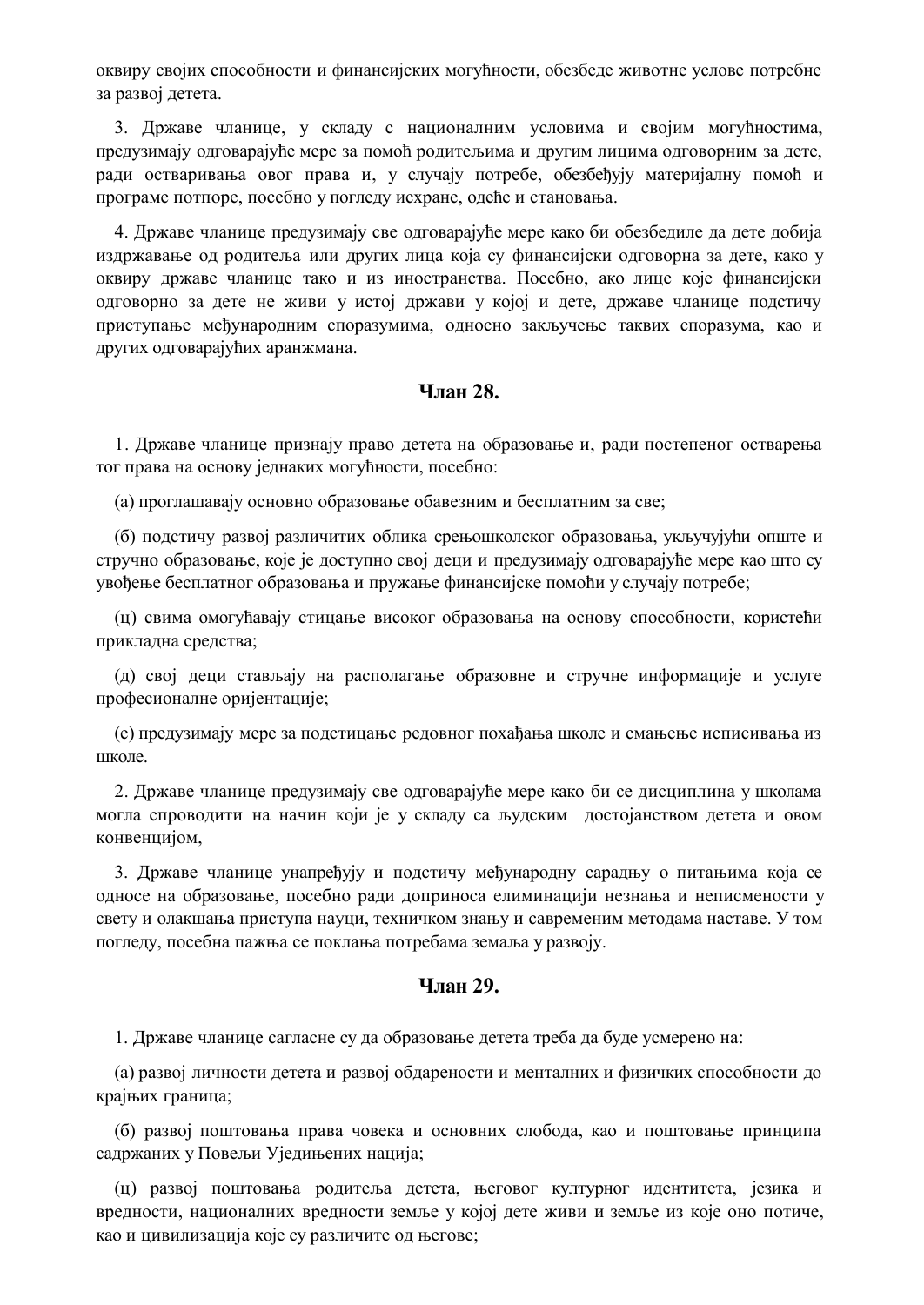оквиру својих способности и финансијских могућности, обезбеде животне услове потребне за развој детета.

3. Државе чланице, у складу с националним условима и својим могућностима, предузимају одговарајуће мере за помоћ родитељима и другим лицима одговорним за дете, ради остваривања овог права и, у случају потребе, обезбеђују материјалну помоћ и програме потпоре, посебно у погледу исхране, одеће и становања.

4. Државе чланице предузимају све одговарајуће мере како би обезбедиле да дете добија издржавање од родитеља или других лица која су финансијски одговорна за дете, како у оквиру државе чланице тако и из иностранства. Посебно, ако лице које финансијски одговорно за дете не живи у истој држави у којој и дете, државе чланице подстичу приступање међународним споразумима, односно закључење таквих споразума, као и других одговарајућих аранжмана.

### Члан 28.

1. Државе чланице признају право детета на образовање и, ради постепеног остварења тог права на основу једнаких могућности, посебно:

(а) проглашавају основно образовање обавезним и бесплатним за све;

(б) подстичу развој различитих облика средњошколског образовања, укључујући опште и стручно образовање, које је доступно свој деци и предузимају одговарајуће мере као што су увођење бесплатног образовања и пружање финансијске помоћи у случају потребе;

(ц) свима омогућавају стицање високог образовања на основу способности, користећи прикладна средства;

(д) свој деци стављају на располагање образовне и стручне информације и услуге професионалне оријентације;

(е) предузимају мере за подстицање редовног похађања школе и смањење исписивања из школе.

2. Државе чланице предузимају све одговарајуће мере како би се дисциплина у школама могла спроводити на начин који је у складу са људским достојанством детета и овом конвенцијом,

3. Државе чланице унапређују и подстичу међународну сарадњу о питањима која се односе на образовање, посебно ради доприноса елиминацији незнања и неписмености у свету и олакшања приступа науци, техничком знању и савременим методама наставе. У том погледу, посебна пажња се поклања потребама земаља у развоју.

### Члан 29.

1. Државе чланице сагласне су да образовање детета треба да буде усмерено на:

(а) развој личности детета и развој обдарености и менталних и физичких способности до крајњих граница;

(б) развој поштовања права човека и основних слобода, као и поштовање принципа садржаних у Повељи Уједињених нација;

(ц) развој поштовања родитеља детета, његовог културног идентитета, језика и вредности, националних вредности земље у којој дете живи и земље из које оно потиче, као и цивилизација које су различите од његове;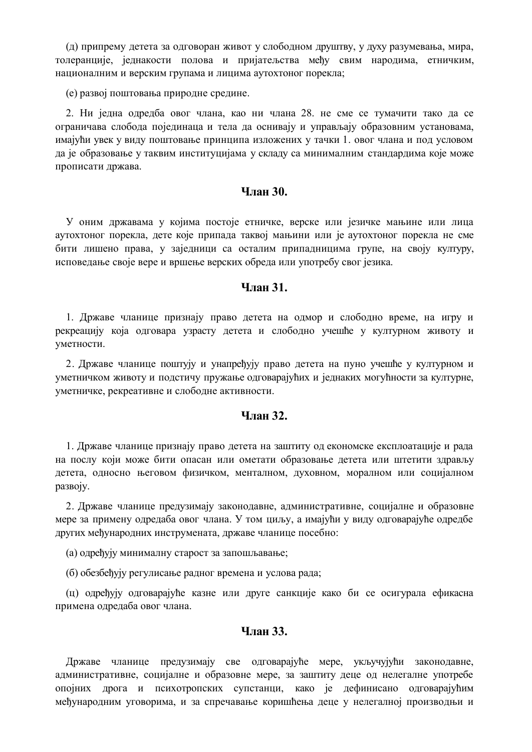(д) припрему детета за одговоран живот у слободном друштву, у духу разумевања, мира, толеранције, једнакости полова и пријатељства међу свим народима, етничким, националним и верским групама и лицима аутохтоног порекла;

(е) развој поштовања природне средине.

2. Ни једна одредба овог члана, као ни члана 28. не сме се тумачити тако да се ограничава слобода појединаца и тела да оснивају и управљају образовним установама, имајући увек у виду поштовање принципа изложених у тачки 1. овог члана и под условом да је образовање у таквим институцијама у складу са минималним стандардима које може прописати држава.

## Члан 30.

У оним државама у којима постоје етничке, верске или језичке мањине или лица аутохтоног порекла, дете које припада таквој мањини или је аутохтоног порекла не сме бити лишено права, у заједници са осталим припадницима групе, на своју културу, исповедање своје вере и вршење верских обреда или употребу свог језика.

## Члан 31.

1. Државе чланице признају право детета на одмор и слободно време, на игру и рекреацију која одговара узрасту детета и слободно учешће у културном животу и уметности.

2. Државе чланице поштују и унапређују право детета на пуно учешће у културном и уметничком животу и подстичу пружање одговарајућих и једнаких могућности за културне, уметничке, рекреативне и слободне активности.

## Члан 32.

1. Државе чланице признају право детета на заштиту од економске експлоатације и рада на послу који може бити опасан или ометати образовање детета или штетити здрављу детета, односно његовом физичком, менталном, духовном, моралном или социјалном развоју.

2. Државе чланице предузимају законодавне, административне, социјалне и образовне мере за примену одредаба овог члана. У том циљу, а имајући у виду одговарајуће одредбе других међународних инструмената, државе чланице посебно:

(а) одређују минималну старост за запошљавање;

(б) обезбеђују регулисање радног времена и услова рада;

(ц) одређују одговарајуће казне или друге санкције како би се осигурала ефикасна примена одредаба овог члана.

## Члан 33.

Државе чланице предузимају све одговарајуће мере, укључујући законодавне, административне, социјалне и образовне мере, за заштиту деце од нелегалне употребе опојних дрога и психотропских супстанци, како је дефинисано одговарајућим међународним уговорима, и за спречавање коришћења деце у нелегалној производњи и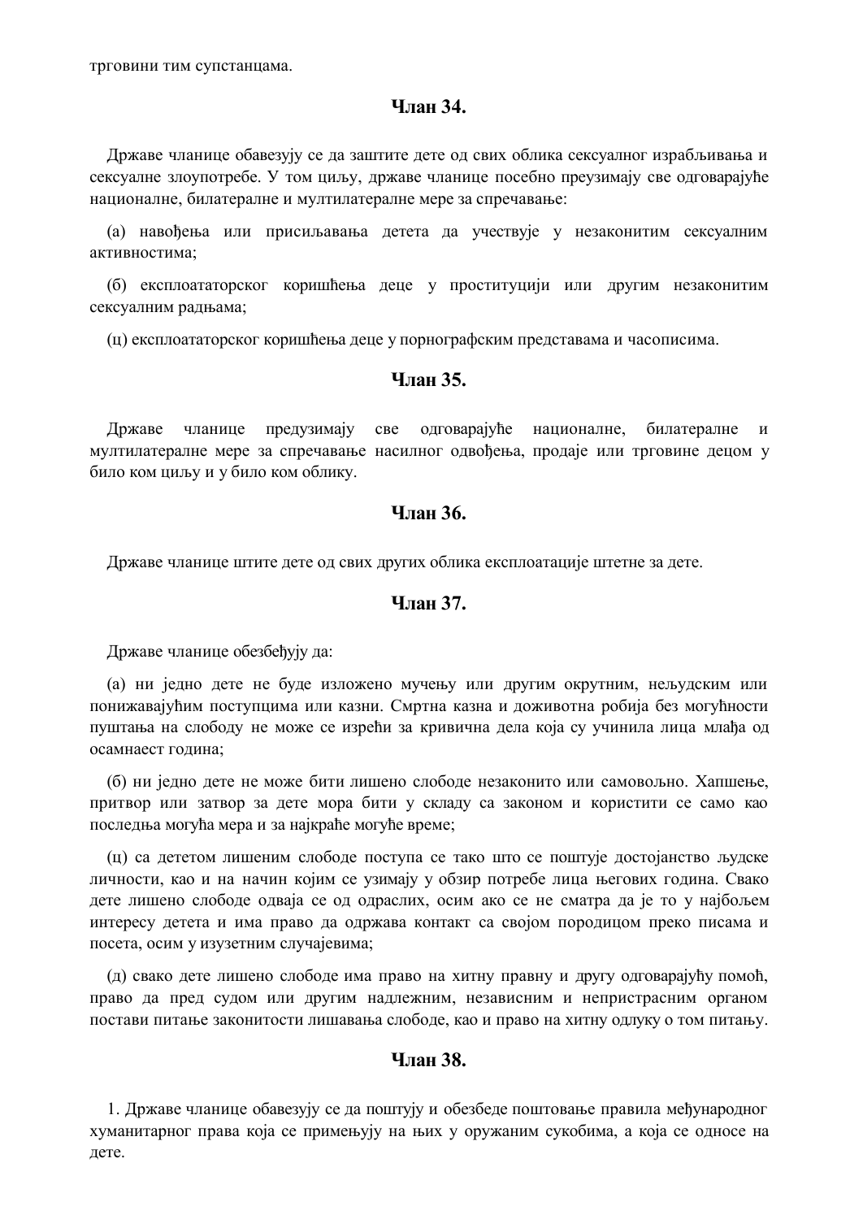трговини тим супстанцама.

## Члан 34.

Државе чланице обавезују се да заштите дете од свих облика сексуалног израбљивања и сексуалне злоупотребе. У том циљу, државе чланице посебно преузимају све одговарајуће националне, билатералне и мултилатералне мере за спречавање:

(а) навођења или присиљавања детета да учествује у незаконитим сексуалним активностима;

(б) експлоататорског коришћења деце у проституцији или другим незаконитим сексуалним радњама;

(ц) експлоататорског коришћења деце у порнографским представама и часописима.

## Члан 35.

Државе чланице предузимају све одговарајуће националне, билатералне и мултилатералне мере за спречавање насилног одвођења, продаје или трговине децом у било ком циљу и у било ком облику.

## Члан 36.

Државе чланице штите дете од свих других облика експлоатације штетне за дете.

## Члан 37.

Државе чланице обезбеђују да:

(а) ни једно дете не буде изложено мучењу или другим окрутним, нељудским или понижавајућим поступцима или казни. Смртна казна и доживотна робија без могућности пуштања на слободу не може се изрећи за кривична дела која су учинила лица млађа од осамнаест година;

(б) ни једно дете не може бити лишено слободе незаконито или самовољно. Хапшење, притвор или затвор за дете мора бити у складу са законом и користити се само као последња могућа мера и за најкраће могуће време;

(ц) са дететом лишеним слободе поступа се тако што се поштује достојанство људске личности, као и на начин којим се узимају у обзир потребе лица његових година. Свако дете лишено слободе одваја се од одраслих, осим ако се не сматра да је то у најбољем интересу детета и има право да одржава контакт са својом породицом преко писама и посета, осим у изузетним случајевима;

(д) свако дете лишено слободе има право на хитну правну и другу одговарајућу помоћ, право да пред судом или другим надлежним, независним и непристрасним органом постави питање законитости лишавања слободе, као и право на хитну одлуку о том питању.

## Члан 38.

1. Државе чланице обавезују се да поштују и обезбеде поштовање правила међународног хуманитарног права која се примењују на њих у оружаним сукобима, а која се односе на дете.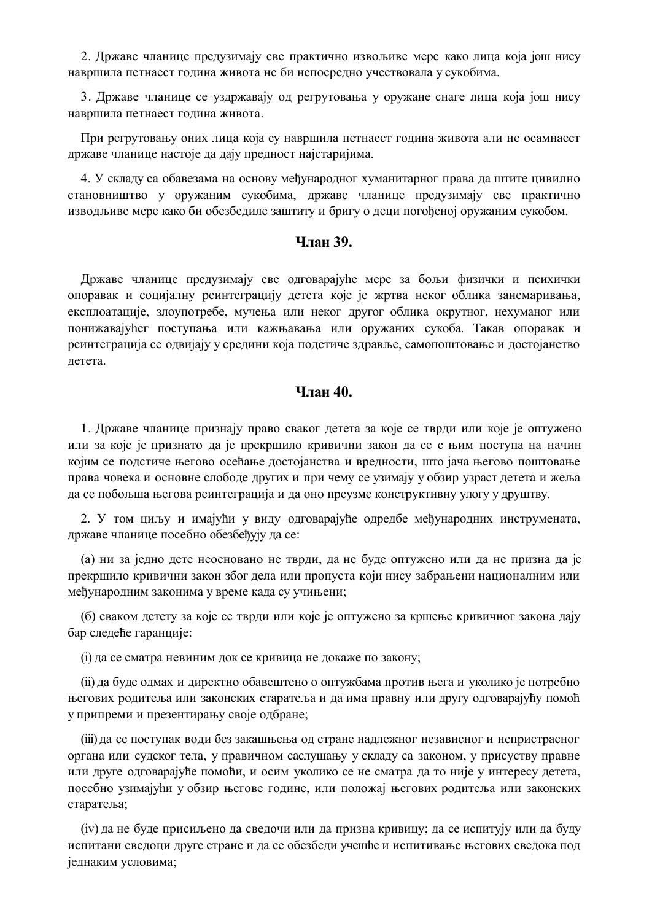2. Државе чланице предузимају све практично изводљиве мере како лица која још нису навршила петнаест година живота не би непосредно учествовала у сукобима.

3. Државе чланице се уздржавају од регрутовања у оружане снаге лица која још нису навршила петнаест година живота.

При регрутовању оних лица која су навршила петнаест година живота али не осамнаест државе чланице настоје да дају предност најстаријима.

4. У складу са обавезама на основу међународног хуманитарног права да штите цивилно становништво у оружаним сукобима, државе чланице предузимају све практично изводљиве мере како би обезбедиле заштиту и бригу о деци погођеној оружаним сукобом.

## Члан 39.

Државе чланице предузимају све одговарајуће мере за бољи физички и психички опоравак и социјалну реинтеграцију детета које је жртва неког облика занемаривања, експлоатације, злоупотребе, мучења или неког другог облика окрутног, нехуманог или понижавајућег поступања или кажњавања или оружаних сукоба. Такав опоравак и реинтеграција се одвијају у средини која подстиче здравље, самопоштовање и достојанство детета.

## Члан 40.

1. Државе чланице признају право сваког детета за које се тврди или које је оптужено или за које је признато да је прекршило кривични закон да се с њим поступа на начин којим се подстиче његово осећање достојанства и вредности, што јача његово поштовање права човека и основне слободе других и при чему се узимају у обзир узраст детета и жеља да се побољша његова реинтеграција и да оно преузме конструктивну улогу у друштву.

2. У том циљу и имајући у виду одговарајуће одредбе међународних инструмената, државе чланице посебно обезбеђују да се:

(а) ни за једно дете неосновано не тврди, да не буде оптужено или да не призна да је прекршило кривични закон због дела или пропуста који нису забрањени националним или међународним законима у време када су учињени;

(б) сваком детету за које се тврди или које је оптужено за кршење кривичног закона дају бар следеће гаранције:

(i) да се сматра невиним док се кривица не докаже по закону;

(ii) да буде одмах и директно обавештено о оптужбама против њега и уколико је потребно његових родитеља или законских старатеља и да има правну или другу одговарајућу помоћ у припреми и презентирању своје одбране;

(iii) да се поступак води без закашњења од стране надлежног независног и непристрасног органа или судског тела, у правичном саслушању у складу са законом, у присуству правне или друге одговарајуће помоћи, и осим уколико се не сматра да то није у интересу детета, посебно узимајући у обзир његове године, или положај његових родитеља или законских старатеља;

(iv) да не буде присиљено да сведочи или да призна кривицу; да се испитују или да буду испитани сведоци друге стране и да се обезбеди учешће и испитивање његових сведока под једнаким условима;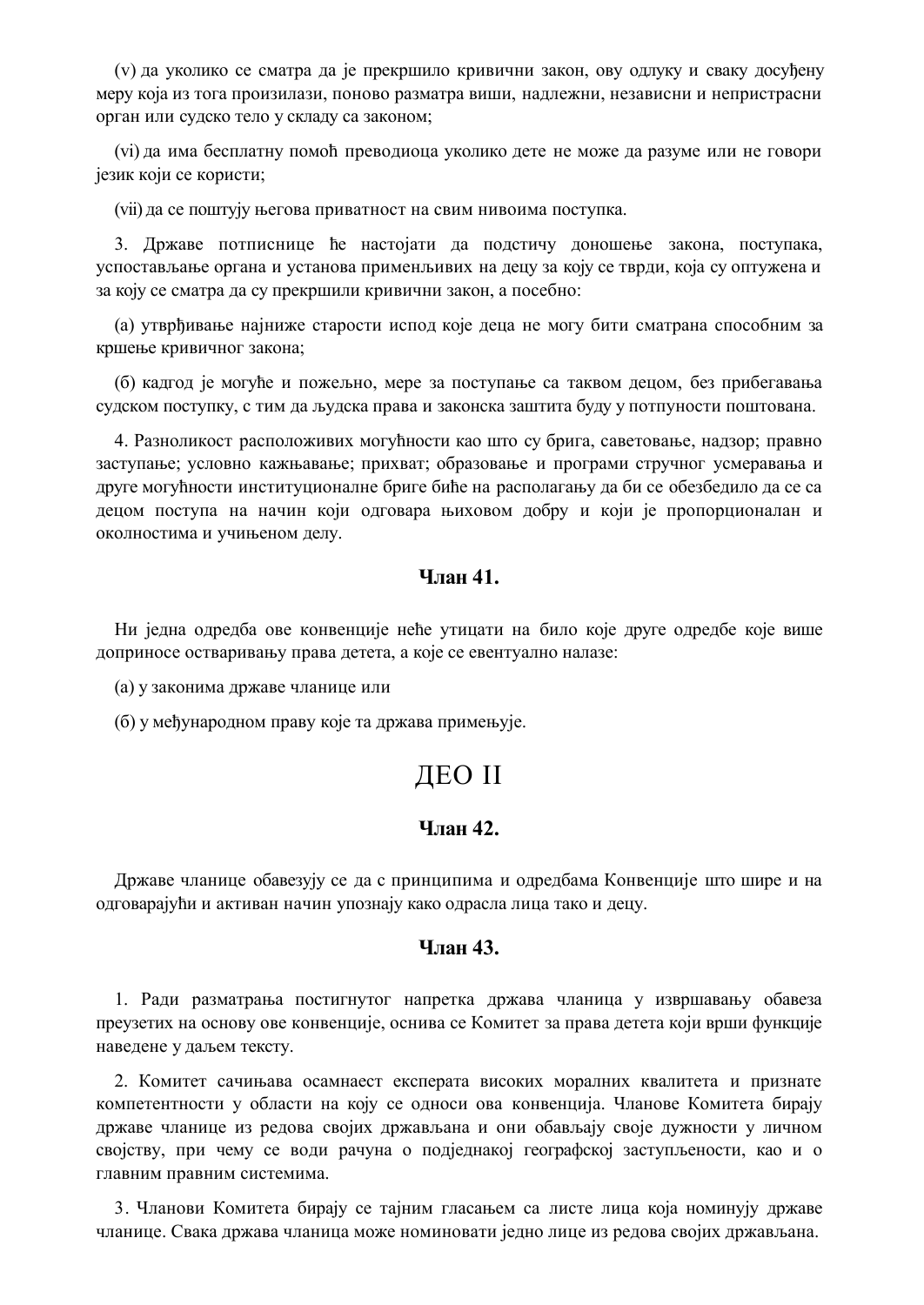(v) да уколико се сматра да је прекршило кривични закон, ову одлуку и сваку досуђену меру која из тога произилази, поново разматра виши, надлежни, независни и непристрасни орган или судско тело у складу са законом;

(vi) да има бесплатну помоћ преводиоца уколико дете не може да разуме или не говори језик који се користи;

(vii) да се поштују његова приватност на свим нивоима поступка.

3. Државе потписнице ће настојати да подстичу доношење закона, поступака, успостављање органа и установа примењивих на децу за коју се тврди, која су оптужена и за коју се сматра да су прекршили кривични закон, а посебно:

(а) утврђивање најниже старости испод које деца не могу бити сматрана способним за кршење кривичног закона;

(б) кадгод је могуће и пожељно, мере за поступање са таквом децом, без прибегавања судском поступку, с тим да људска права и законска заштита буду у потпуности поштована.

4. Разноликост расположивих могућности као што су брига, саветовање, надзор; правно заступање; условно кажњавање; прихват; образовање и програми стручног усмеравања и друге могућности институционалне бриге биће на располагању да би се обезбедило да се са децом поступа на начин који одговара њиховом добру и који је пропорционалан и околностима и учињеном делу.

### Члан 41.

Ни једна одредба ове конвенције неће утицати на било које друге одредбе које више доприносе остваривању права детета, а које се евентуално налазе:

(а) у законима државе чланице или

(б) у међународном праву које та држава примењује.

## ДЕО II

### Члан 42.

Државе чланице обавезују се да с принципима и одредбама Конвенције што шире и на одговарајући и активан начин упознају како одрасла лица тако и децу.

### Члан 43.

1. Ради разматрања постигнутог напретка држава чланица у извршавању обавеза преузетих на основу ове конвенције, оснива се Комитет за права детета који врши функције наведене у даљем тексту.

2. Комитет сачињава осамнаест експерата високих моралних квалитета и признате компетентности у области на коју се односи ова конвенција. Чланове Комитета бирају државе чланице из редова својих држављана и они обављају своје дужности у личном својству, при чему се води рачуна о подједнакој географској заступљености, као и о главним правним системима.

3. Чланови Комитета бирају се тајним гласањем са листе лица која номинују државе чланице. Свака држава чланица може номиновати једно лице из редова својих држављана.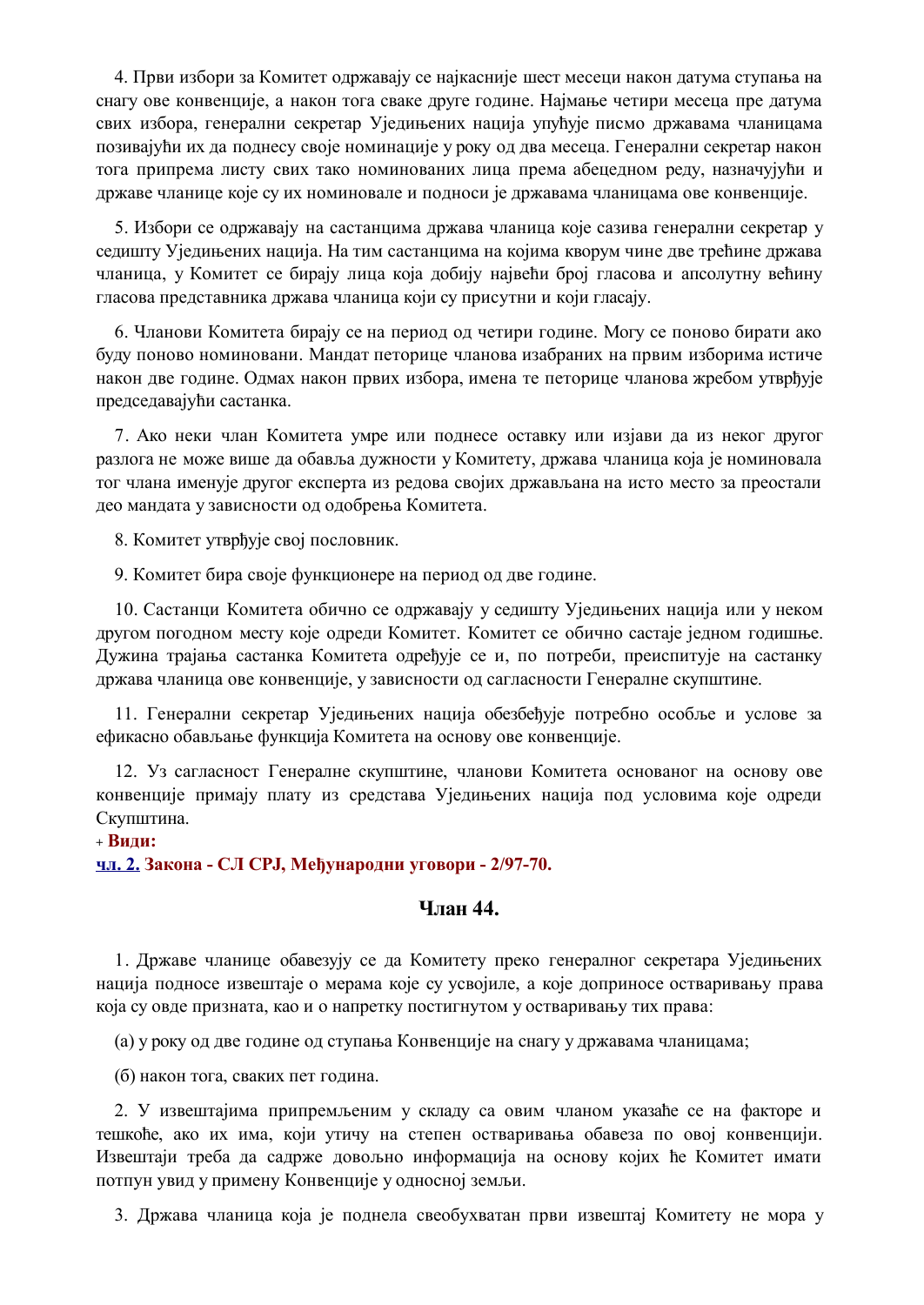4. Први избори за Комитет одржавају се најкасније шест месеци након датума ступања на снагу ове конвенције, а након тога сваке друге године. Најмање четири месеца пре датума свих избора, генерални секретар Уједињених нација упућује писмо државама чланицама позивајући их да поднесу своје номинације у року од два месеца. Генерални секретар након тога припрема листу свих тако номинованих лица према абецедном реду, назначујући и државе чланице које су их номиновале и подноси је државама чланицама ове конвенције.

5. Избори се одржавају на састанцима држава чланица које сазива генерални секретар у седишту Уједињених нација. На тим састанцима на којима кворум чине две трећине држава чланица, у Комитет се бирају лица која добију највећи број гласова и апсолутну већину гласова представника држава чланица који су присутни и који гласају.

6. Чланови Комитета бирају се на период од четири године. Могу се поново бирати ако буду поново номиновани. Мандат петорице чланова изабраних на првим изборима истиче након две године. Одмах након првих избора, имена те петорице чланова жребом утврђује председавајући састанка.

7. Ако неки члан Комитета умре или поднесе оставку или изјави да из неког другог разлога не може више да обавља дужности у Комитету, држава чланица која је номиновала тог члана именује другог експерта из редова својих држављана на исто место за преостали део мандата у зависности од одобрења Комитета.

8. Комитет утврђује свој пословник.

9. Комитет бира своје функционере на период од две године.

10. Састанци Комитета обично се одржавају у седишту Уједињених нација или у неком другом погодном месту које одреди Комитет. Комитет се обично састаје једном годишње. Дужина трајања састанка Комитета одређује се и, по потреби, преиспитује на састанку држава чланица ове конвенције, у зависности од сагласности Генералне скупштине.

11. Генерални секретар Уједињених нација обезбеђује потребно особље и услове за ефикасно обављање функција Комитета на основу ове конвенције.

12. Уз сагласност Генералне скупштине, чланови Комитета основаног на основу ове конвенције примају плату из средстава Уједињених нација под условима које одреди Скупштина.

+ **Види:**

**чл. 2. Закона - СЛ СРЈ, Међународни уговори - 2/97-70.**

### Члан 44.

1. Државе чланице обавезују се да Комитету преко генералног секретара Уједињених нација подносе извештаје о мерама које су усвојиле, а које доприносе остваривању права која су овде призната, као и о напретку постигнутом у остваривању тих права:

(а) у року од две године од ступања Конвенције на снагу у државама чланицама;

(б) након тога, сваких пет година.

2. У извештајима припремљеним у складу са овим чланом указаће се на факторе и тешкоће, ако их има, који утичу на степен остваривања обавеза по овој конвенцији. Извештаји треба да садрже довољно информација на основу којих ће Комитет имати потпун увид у примену Конвенције у односној земљи.

3. Држава чланица која је поднела свеобухватан први извештај Комитету не мора у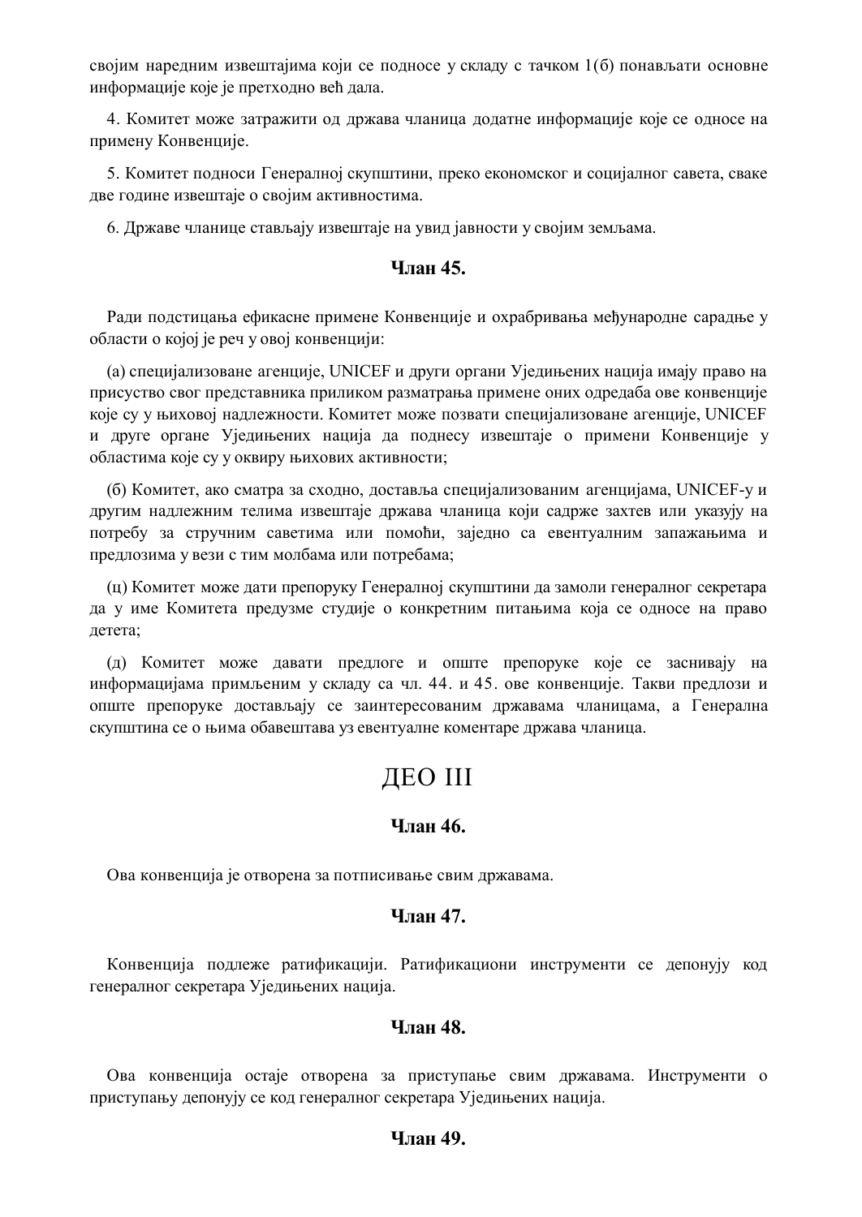својим наредним извештајима који се подносе у складу с тачком 1(б) понављати основне информације које је претходно већ дала.

4. Комитет може затражити од држава чланица додатне информације које се односе на примену Конвенције.

5. Комитет подноси Генералној скупштини, преко економског и социјалног савета, сваке две године извештаје о својим активностима.

6. Државе чланице стављају извештаје на увид јавности у својим земљама.

### Члан 45.

Ради подстицања ефикасне примене Конвенције и охрабривања међународне сарадње у области о којој је реч у овој конвенцији:

(а) специјализоване агенције, UNICEF и други органи Уједињених нација имају право на присуство свог представника приликом разматрања примене оних одредаба ове конвенције које су у њиховој надлежности. Комитет може позвати специјализоване агенције, UNICEF и друге органе Уједињених нација да поднесу извештаје о примени Конвенције у областима које су у оквиру њихових активности;

(б) Комитет, ако сматра за сходно, доставља специјализованим агенцијама, UNICEF-у и другим надлежним телима извештаје држава чланица који садрже захтев или указују на потребу за стручним саветима или помоћи, заједно са евентуалним запажањима и предлозима у вези с тим молбама или потребама;

(ц) Комитет може дати препоруку Генералној скупштини да замоли генералног секретара да у име Комитета предузме студије о конкретним питањима која се односе на право детета;

(д) Комитет може давати предлоге и опште препоруке које се заснивају на информацијама примљеним у складу са чл. 44. и 45. ове конвенције. Такви предлози и опште препоруке достављају се заинтересованим државама чланицама, а Генерална скупштина се о њима обавештава уз евентуалне коментаре држава чланица.

## ДЕО III

### Члан 46.

Ова конвенција је отворена за потписивање свим државама.

### Члан 47.

Конвенција подлеже ратификацији. Ратификациони инструменти се депонују код генералног секретара Уједињених нација.

### Члан 48.

Ова конвенција остаје отворена за приступање свим државама. Инструменти о приступању депонују се код генералног секретара Уједињених нација.

### Члан 49.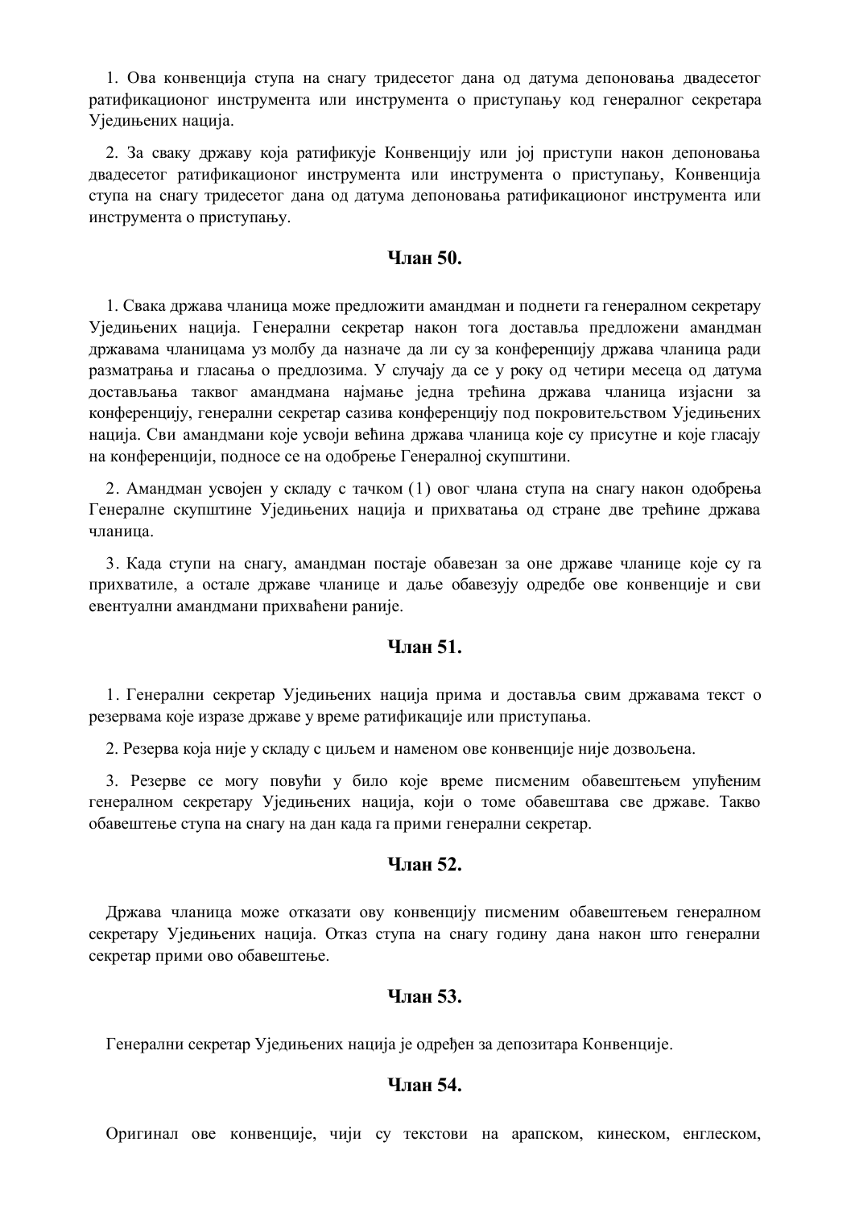1. Ова конвенција ступа на снагу тридесетог дана од датума депоновања двадесетог ратификационог инструмента или инструмента о приступању код генералног секретара Уједињених нација.

2. За сваку државу која ратификује Конвенцију или јој приступи након депоновања двадесетог ратификационог инструмента или инструмента о приступању, Конвенција ступа на снагу тридесетог дана од датума депоновања ратификационог инструмента или инструмента о приступању.

### Члан 50.

1. Свака држава чланица може предложити амандман и поднети га генералном секретару Уједињених нација. Генерални секретар након тога доставља предложени амандман државама чланицама уз молбу да назначе да ли су за конференцију држава чланица ради разматрања и гласања о предлозима. У случају да се у року од четири месеца од датума достављања таквог амандмана најмање једна трећина држава чланица изјасни за конференцију, генерални секретар сазива конференцију под покровитељством Уједињених нација. Сви амандмани које усвоји већина држава чланица које су присутне и које гласају на конференцији, подносе се на одобрење Генералној скупштини.

2. Амандман усвојен у складу с тачком (1) овог члана ступа на снагу након одобрења Генералне скупштине Уједињених нација и прихватања од стране две трећине држава чланица.

3. Када ступи на снагу, амандман постаје обавезан за оне државе чланице које су га прихватиле, а остале државе чланице и даље обавезују одредбе ове конвенције и сви евентуални амандмани прихваћени раније.

### Члан 51.

1. Генерални секретар Уједињених нација прима и доставља свим државама текст о резервама које изразе државе у време ратификације или приступања.

2. Резерва која није у складу с циљем и наменом ове конвенције није дозвољена.

3. Резерве се могу повући у било које време писменим обавештењем упућеним генералном секретару Уједињених нација, који о томе обавештава све државе. Такво обавештење ступа на снагу на дан када га прими генерални секретар.

### Члан 52.

Држава чланица може отказати ову конвенцију писменим обавештењем генералном секретару Уједињених нација. Отказ ступа на снагу годину дана након што генерални секретар прими ово обавештење.

### Члан 53.

Генерални секретар Уједињених нација је одређен за депозитара Конвенције.

### Члан 54.

Оригинал ове конвенције, чији су текстови на арапском, кинеском, енглеском,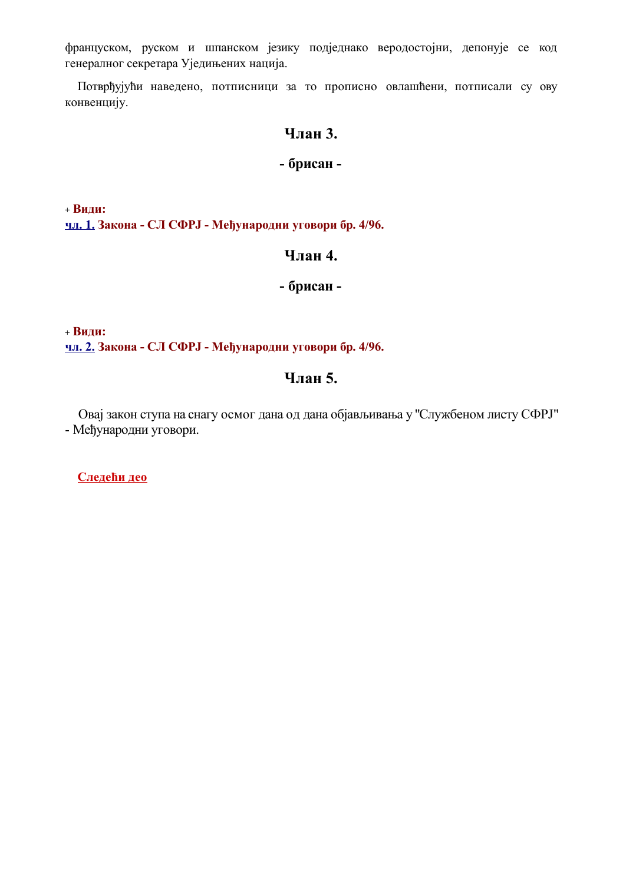француском, руском и шпанском језику подједнако веродостојни, депонује се код генералног секретара Уједињених нација.

Потврђујући наведено, потписници за то прописно овлашћени, потписали су ову конвенцију.

## Члан 3.

**- брисан -**

+ **Види:**
**чл. 1. Закона - СЛ СФРЈ - Међународни уговори бр. 4/96.**

## Члан 4.

**- брисан -**

+ **Види:**
**чл. 2. Закона - СЛ СФРЈ - Међународни уговори бр. 4/96.**

## Члан 5.

Овај закон ступа на снагу осмог дана од дана објављивања у "Службеном листу СФРЈ" - Међународни уговори.

**Следећи део**